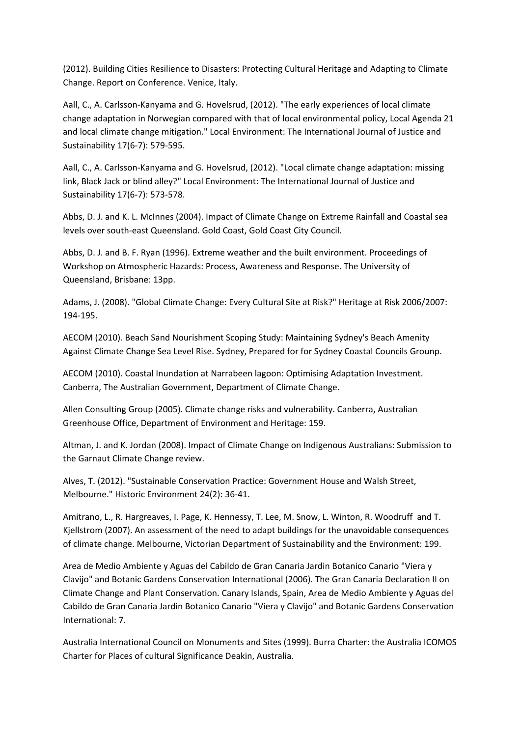(2012). Building Cities Resilience to Disasters: Protecting Cultural Heritage and Adapting to Climate Change. Report on Conference. Venice, Italy.

Aall, C., A. Carlsson-Kanyama and G. Hovelsrud, (2012). "The early experiences of local climate change adaptation in Norwegian compared with that of local environmental policy, Local Agenda 21 and local climate change mitigation." Local Environment: The International Journal of Justice and Sustainability 17(6-7): 579-595.

Aall, C., A. Carlsson-Kanyama and G. Hovelsrud, (2012). "Local climate change adaptation: missing link, Black Jack or blind alley?" Local Environment: The International Journal of Justice and Sustainability 17(6-7): 573-578.

Abbs, D. J. and K. L. McInnes (2004). Impact of Climate Change on Extreme Rainfall and Coastal sea levels over south-east Queensland. Gold Coast, Gold Coast City Council.

Abbs, D. J. and B. F. Ryan (1996). Extreme weather and the built environment. Proceedings of Workshop on Atmospheric Hazards: Process, Awareness and Response. The University of Queensland, Brisbane: 13pp.

Adams, J. (2008). "Global Climate Change: Every Cultural Site at Risk?" Heritage at Risk 2006/2007: 194-195.

AECOM (2010). Beach Sand Nourishment Scoping Study: Maintaining Sydney's Beach Amenity Against Climate Change Sea Level Rise. Sydney, Prepared for for Sydney Coastal Councils Grounp.

AECOM (2010). Coastal Inundation at Narrabeen lagoon: Optimising Adaptation Investment. Canberra, The Australian Government, Department of Climate Change.

Allen Consulting Group (2005). Climate change risks and vulnerability. Canberra, Australian Greenhouse Office, Department of Environment and Heritage: 159.

Altman, J. and K. Jordan (2008). Impact of Climate Change on Indigenous Australians: Submission to the Garnaut Climate Change review.

Alves, T. (2012). "Sustainable Conservation Practice: Government House and Walsh Street, Melbourne." Historic Environment 24(2): 36-41.

Amitrano, L., R. Hargreaves, I. Page, K. Hennessy, T. Lee, M. Snow, L. Winton, R. Woodruff and T. Kjellstrom (2007). An assessment of the need to adapt buildings for the unavoidable consequences of climate change. Melbourne, Victorian Department of Sustainability and the Environment: 199.

Area de Medio Ambiente y Aguas del Cabildo de Gran Canaria Jardin Botanico Canario "Viera y Clavijo" and Botanic Gardens Conservation International (2006). The Gran Canaria Declaration II on Climate Change and Plant Conservation. Canary Islands, Spain, Area de Medio Ambiente y Aguas del Cabildo de Gran Canaria Jardin Botanico Canario "Viera y Clavijo" and Botanic Gardens Conservation International: 7.

Australia International Council on Monuments and Sites (1999). Burra Charter: the Australia ICOMOS Charter for Places of cultural Significance Deakin, Australia.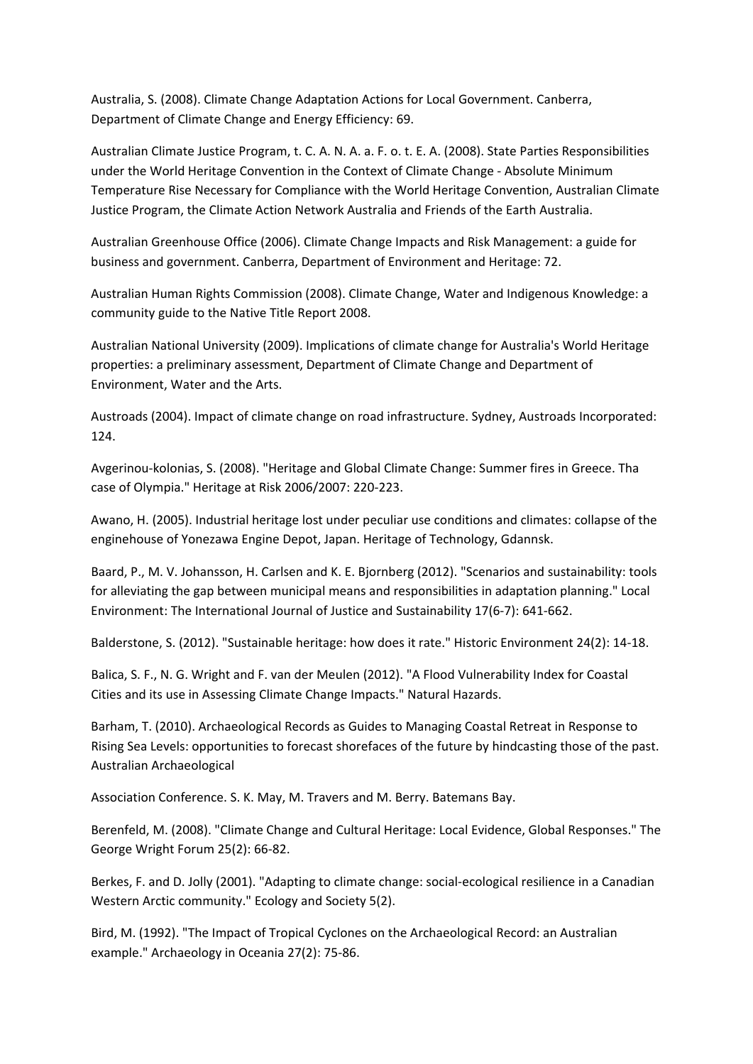Australia, S. (2008). Climate Change Adaptation Actions for Local Government. Canberra, Department of Climate Change and Energy Efficiency: 69.

Australian Climate Justice Program, t. C. A. N. A. a. F. o. t. E. A. (2008). State Parties Responsibilities under the World Heritage Convention in the Context of Climate Change - Absolute Minimum Temperature Rise Necessary for Compliance with the World Heritage Convention, Australian Climate Justice Program, the Climate Action Network Australia and Friends of the Earth Australia.

Australian Greenhouse Office (2006). Climate Change Impacts and Risk Management: a guide for business and government. Canberra, Department of Environment and Heritage: 72.

Australian Human Rights Commission (2008). Climate Change, Water and Indigenous Knowledge: a community guide to the Native Title Report 2008.

Australian National University (2009). Implications of climate change for Australia's World Heritage properties: a preliminary assessment, Department of Climate Change and Department of Environment, Water and the Arts.

Austroads (2004). Impact of climate change on road infrastructure. Sydney, Austroads Incorporated: 124.

Avgerinou-kolonias, S. (2008). "Heritage and Global Climate Change: Summer fires in Greece. Tha case of Olympia." Heritage at Risk 2006/2007: 220-223.

Awano, H. (2005). Industrial heritage lost under peculiar use conditions and climates: collapse of the enginehouse of Yonezawa Engine Depot, Japan. Heritage of Technology, Gdannsk.

Baard, P., M. V. Johansson, H. Carlsen and K. E. Bjornberg (2012). "Scenarios and sustainability: tools for alleviating the gap between municipal means and responsibilities in adaptation planning." Local Environment: The International Journal of Justice and Sustainability 17(6-7): 641-662.

Balderstone, S. (2012). "Sustainable heritage: how does it rate." Historic Environment 24(2): 14-18.

Balica, S. F., N. G. Wright and F. van der Meulen (2012). "A Flood Vulnerability Index for Coastal Cities and its use in Assessing Climate Change Impacts." Natural Hazards.

Barham, T. (2010). Archaeological Records as Guides to Managing Coastal Retreat in Response to Rising Sea Levels: opportunities to forecast shorefaces of the future by hindcasting those of the past. Australian Archaeological

Association Conference. S. K. May, M. Travers and M. Berry. Batemans Bay.

Berenfeld, M. (2008). "Climate Change and Cultural Heritage: Local Evidence, Global Responses." The George Wright Forum 25(2): 66-82.

Berkes, F. and D. Jolly (2001). "Adapting to climate change: social-ecological resilience in a Canadian Western Arctic community." Ecology and Society 5(2).

Bird, M. (1992). "The Impact of Tropical Cyclones on the Archaeological Record: an Australian example." Archaeology in Oceania 27(2): 75-86.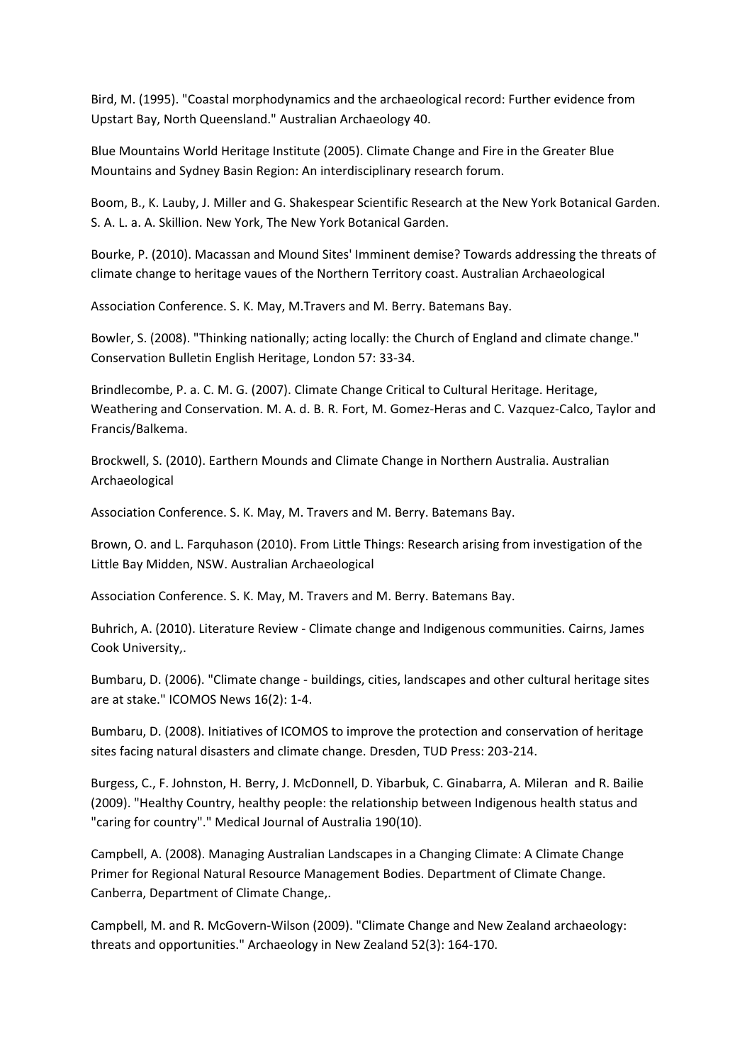Bird, M. (1995). "Coastal morphodynamics and the archaeological record: Further evidence from Upstart Bay, North Queensland." Australian Archaeology 40.

Blue Mountains World Heritage Institute (2005). Climate Change and Fire in the Greater Blue Mountains and Sydney Basin Region: An interdisciplinary research forum.

Boom, B., K. Lauby, J. Miller and G. Shakespear Scientific Research at the New York Botanical Garden. S. A. L. a. A. Skillion. New York, The New York Botanical Garden.

Bourke, P. (2010). Macassan and Mound Sites' Imminent demise? Towards addressing the threats of climate change to heritage vaues of the Northern Territory coast. Australian Archaeological

Association Conference. S. K. May, M.Travers and M. Berry. Batemans Bay.

Bowler, S. (2008). "Thinking nationally; acting locally: the Church of England and climate change." Conservation Bulletin English Heritage, London 57: 33-34.

Brindlecombe, P. a. C. M. G. (2007). Climate Change Critical to Cultural Heritage. Heritage, Weathering and Conservation. M. A. d. B. R. Fort, M. Gomez-Heras and C. Vazquez-Calco, Taylor and Francis/Balkema.

Brockwell, S. (2010). Earthern Mounds and Climate Change in Northern Australia. Australian Archaeological

Association Conference. S. K. May, M. Travers and M. Berry. Batemans Bay.

Brown, O. and L. Farquhason (2010). From Little Things: Research arising from investigation of the Little Bay Midden, NSW. Australian Archaeological

Association Conference. S. K. May, M. Travers and M. Berry. Batemans Bay.

Buhrich, A. (2010). Literature Review - Climate change and Indigenous communities. Cairns, James Cook University,.

Bumbaru, D. (2006). "Climate change - buildings, cities, landscapes and other cultural heritage sites are at stake." ICOMOS News 16(2): 1-4.

Bumbaru, D. (2008). Initiatives of ICOMOS to improve the protection and conservation of heritage sites facing natural disasters and climate change. Dresden, TUD Press: 203-214.

Burgess, C., F. Johnston, H. Berry, J. McDonnell, D. Yibarbuk, C. Ginabarra, A. Mileran and R. Bailie (2009). "Healthy Country, healthy people: the relationship between Indigenous health status and "caring for country"." Medical Journal of Australia 190(10).

Campbell, A. (2008). Managing Australian Landscapes in a Changing Climate: A Climate Change Primer for Regional Natural Resource Management Bodies. Department of Climate Change. Canberra, Department of Climate Change,.

Campbell, M. and R. McGovern-Wilson (2009). "Climate Change and New Zealand archaeology: threats and opportunities." Archaeology in New Zealand 52(3): 164-170.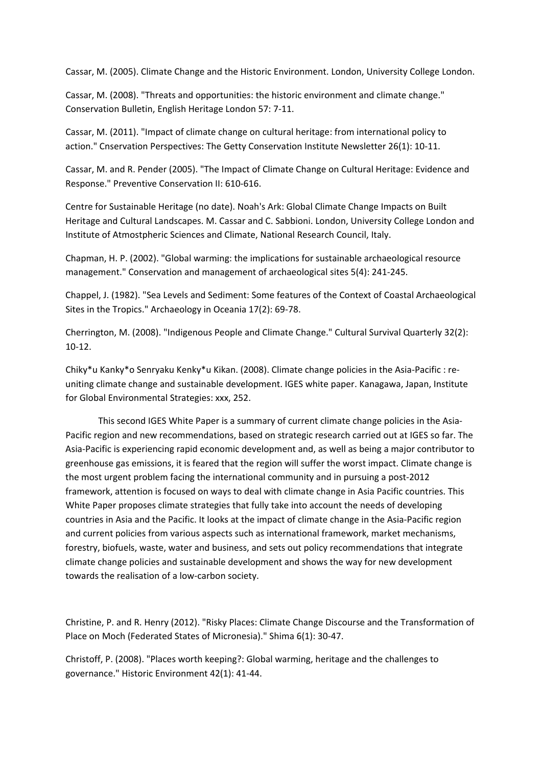Cassar, M. (2005). Climate Change and the Historic Environment. London, University College London.

Cassar, M. (2008). "Threats and opportunities: the historic environment and climate change." Conservation Bulletin, English Heritage London 57: 7-11.

Cassar, M. (2011). "Impact of climate change on cultural heritage: from international policy to action." Cnservation Perspectives: The Getty Conservation Institute Newsletter 26(1): 10-11.

Cassar, M. and R. Pender (2005). "The Impact of Climate Change on Cultural Heritage: Evidence and Response." Preventive Conservation II: 610-616.

Centre for Sustainable Heritage (no date). Noah's Ark: Global Climate Change Impacts on Built Heritage and Cultural Landscapes. M. Cassar and C. Sabbioni. London, University College London and Institute of Atmostpheric Sciences and Climate, National Research Council, Italy.

Chapman, H. P. (2002). "Global warming: the implications for sustainable archaeological resource management." Conservation and management of archaeological sites 5(4): 241-245.

Chappel, J. (1982). "Sea Levels and Sediment: Some features of the Context of Coastal Archaeological Sites in the Tropics." Archaeology in Oceania 17(2): 69-78.

Cherrington, M. (2008). "Indigenous People and Climate Change." Cultural Survival Quarterly 32(2): 10-12.

Chiky*u Kanky*o Senryaku Kenky*u Kikan. (2008). Climate change policies in the Asia-Pacific : re-uniting climate change and sustainable development. IGES white paper. Kanagawa, Japan, Institute for Global Environmental Strategies: xxx, 252.

This second IGES White Paper is a summary of current climate change policies in the Asia-Pacific region and new recommendations, based on strategic research carried out at IGES so far. The Asia-Pacific is experiencing rapid economic development and, as well as being a major contributor to greenhouse gas emissions, it is feared that the region will suffer the worst impact. Climate change is the most urgent problem facing the international community and in pursuing a post-2012 framework, attention is focused on ways to deal with climate change in Asia Pacific countries. This White Paper proposes climate strategies that fully take into account the needs of developing countries in Asia and the Pacific. It looks at the impact of climate change in the Asia-Pacific region and current policies from various aspects such as international framework, market mechanisms, forestry, biofuels, waste, water and business, and sets out policy recommendations that integrate climate change policies and sustainable development and shows the way for new development towards the realisation of a low-carbon society.

Christine, P. and R. Henry (2012). "Risky Places: Climate Change Discourse and the Transformation of Place on Moch (Federated States of Micronesia)." Shima 6(1): 30-47.

Christoff, P. (2008). "Places worth keeping?: Global warming, heritage and the challenges to governance." Historic Environment 42(1): 41-44.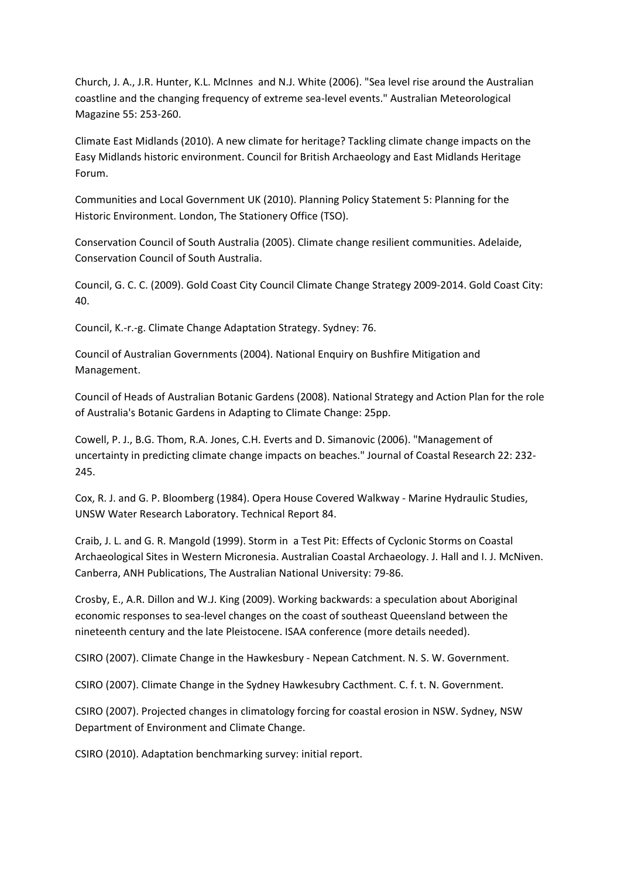Church, J. A., J.R. Hunter, K.L. McInnes  and N.J. White (2006). "Sea level rise around the Australian coastline and the changing frequency of extreme sea-level events." Australian Meteorological Magazine 55: 253-260.

Climate East Midlands (2010). A new climate for heritage? Tackling climate change impacts on the Easy Midlands historic environment. Council for British Archaeology and East Midlands Heritage Forum.

Communities and Local Government UK (2010). Planning Policy Statement 5: Planning for the Historic Environment. London, The Stationery Office (TSO).

Conservation Council of South Australia (2005). Climate change resilient communities. Adelaide, Conservation Council of South Australia.

Council, G. C. C. (2009). Gold Coast City Council Climate Change Strategy 2009-2014. Gold Coast City: 40.

Council, K.-r.-g. Climate Change Adaptation Strategy. Sydney: 76.

Council of Australian Governments (2004). National Enquiry on Bushfire Mitigation and Management.

Council of Heads of Australian Botanic Gardens (2008). National Strategy and Action Plan for the role of Australia's Botanic Gardens in Adapting to Climate Change: 25pp.

Cowell, P. J., B.G. Thom, R.A. Jones, C.H. Everts and D. Simanovic (2006). "Management of uncertainty in predicting climate change impacts on beaches." Journal of Coastal Research 22: 232-245.

Cox, R. J. and G. P. Bloomberg (1984). Opera House Covered Walkway - Marine Hydraulic Studies, UNSW Water Research Laboratory. Technical Report 84.

Craib, J. L. and G. R. Mangold (1999). Storm in  a Test Pit: Effects of Cyclonic Storms on Coastal Archaeological Sites in Western Micronesia. Australian Coastal Archaeology. J. Hall and I. J. McNiven. Canberra, ANH Publications, The Australian National University: 79-86.

Crosby, E., A.R. Dillon and W.J. King (2009). Working backwards: a speculation about Aboriginal economic responses to sea-level changes on the coast of southeast Queensland between the nineteenth century and the late Pleistocene. ISAA conference (more details needed).

CSIRO (2007). Climate Change in the Hawkesbury - Nepean Catchment. N. S. W. Government.

CSIRO (2007). Climate Change in the Sydney Hawkesubry Cacthment. C. f. t. N. Government.

CSIRO (2007). Projected changes in climatology forcing for coastal erosion in NSW. Sydney, NSW Department of Environment and Climate Change.

CSIRO (2010). Adaptation benchmarking survey: initial report.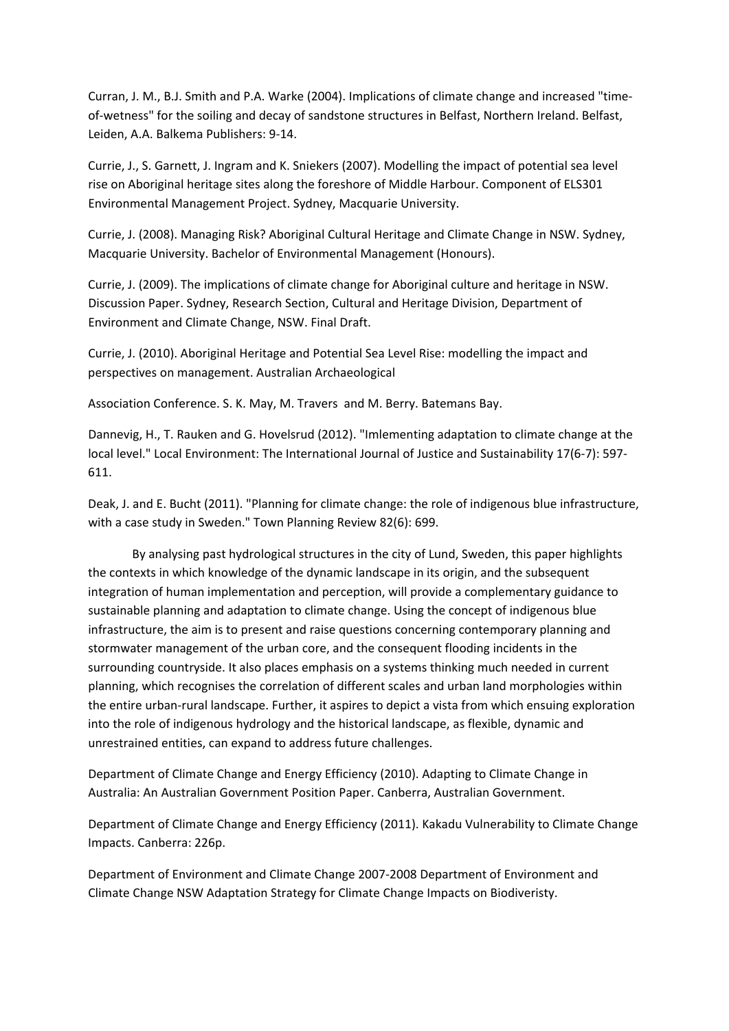Curran, J. M., B.J. Smith and P.A. Warke (2004). Implications of climate change and increased "time-of-wetness" for the soiling and decay of sandstone structures in Belfast, Northern Ireland. Belfast, Leiden, A.A. Balkema Publishers: 9-14.

Currie, J., S. Garnett, J. Ingram and K. Sniekers (2007). Modelling the impact of potential sea level rise on Aboriginal heritage sites along the foreshore of Middle Harbour. Component of ELS301 Environmental Management Project. Sydney, Macquarie University.

Currie, J. (2008). Managing Risk? Aboriginal Cultural Heritage and Climate Change in NSW. Sydney, Macquarie University. Bachelor of Environmental Management (Honours).

Currie, J. (2009). The implications of climate change for Aboriginal culture and heritage in NSW. Discussion Paper. Sydney, Research Section, Cultural and Heritage Division, Department of Environment and Climate Change, NSW. Final Draft.

Currie, J. (2010). Aboriginal Heritage and Potential Sea Level Rise: modelling the impact and perspectives on management. Australian Archaeological

Association Conference. S. K. May, M. Travers and M. Berry. Batemans Bay.

Dannevig, H., T. Rauken and G. Hovelsrud (2012). "Imlementing adaptation to climate change at the local level." Local Environment: The International Journal of Justice and Sustainability 17(6-7): 597-611.

Deak, J. and E. Bucht (2011). "Planning for climate change: the role of indigenous blue infrastructure, with a case study in Sweden." Town Planning Review 82(6): 699.

By analysing past hydrological structures in the city of Lund, Sweden, this paper highlights the contexts in which knowledge of the dynamic landscape in its origin, and the subsequent integration of human implementation and perception, will provide a complementary guidance to sustainable planning and adaptation to climate change. Using the concept of indigenous blue infrastructure, the aim is to present and raise questions concerning contemporary planning and stormwater management of the urban core, and the consequent flooding incidents in the surrounding countryside. It also places emphasis on a systems thinking much needed in current planning, which recognises the correlation of different scales and urban land morphologies within the entire urban-rural landscape. Further, it aspires to depict a vista from which ensuing exploration into the role of indigenous hydrology and the historical landscape, as flexible, dynamic and unrestrained entities, can expand to address future challenges.

Department of Climate Change and Energy Efficiency (2010). Adapting to Climate Change in Australia: An Australian Government Position Paper. Canberra, Australian Government.

Department of Climate Change and Energy Efficiency (2011). Kakadu Vulnerability to Climate Change Impacts. Canberra: 226p.

Department of Environment and Climate Change 2007-2008 Department of Environment and Climate Change NSW Adaptation Strategy for Climate Change Impacts on Biodiveristy.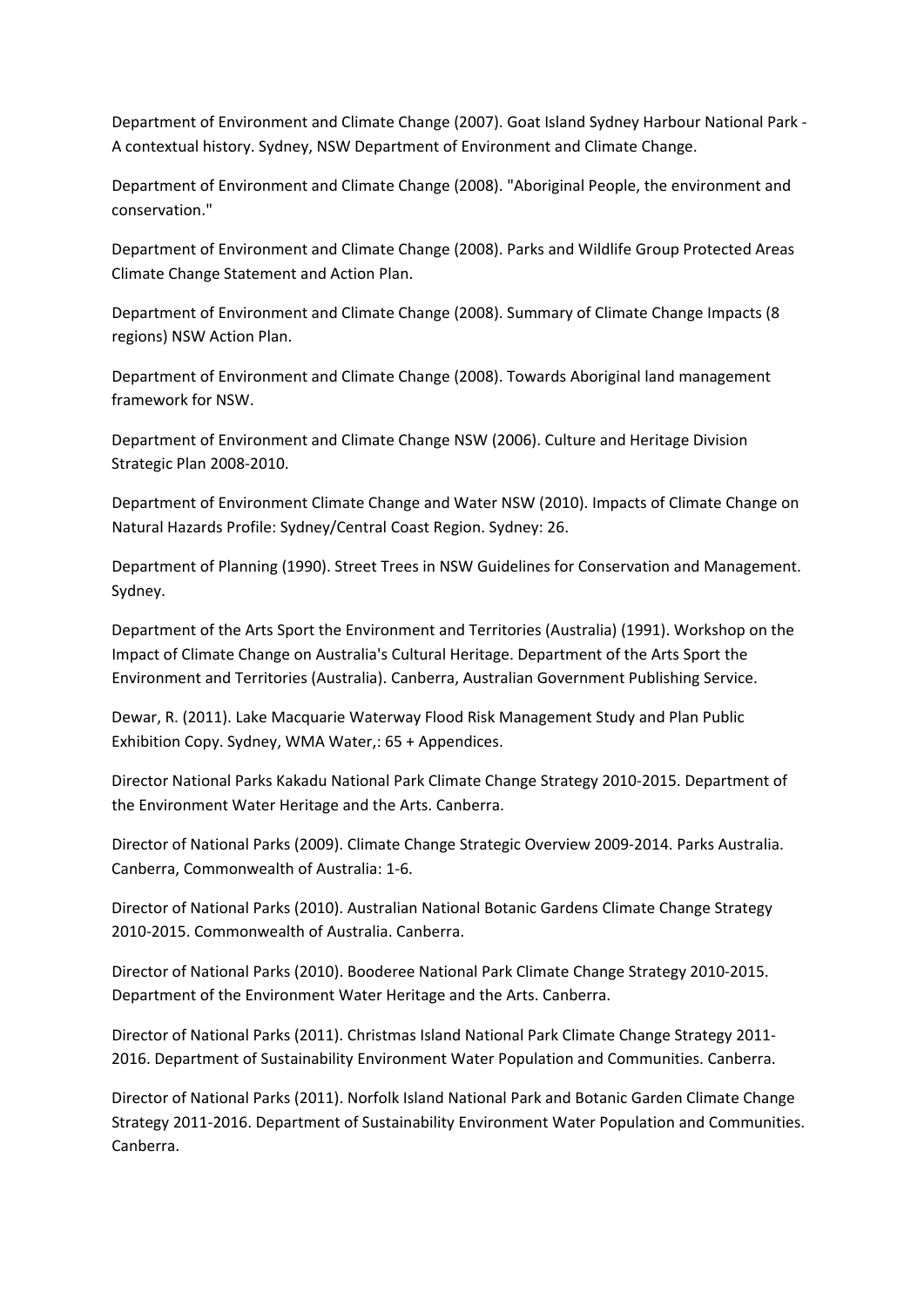Department of Environment and Climate Change (2007). Goat Island Sydney Harbour National Park - A contextual history. Sydney, NSW Department of Environment and Climate Change.

Department of Environment and Climate Change (2008). "Aboriginal People, the environment and conservation."

Department of Environment and Climate Change (2008). Parks and Wildlife Group Protected Areas Climate Change Statement and Action Plan.

Department of Environment and Climate Change (2008). Summary of Climate Change Impacts (8 regions) NSW Action Plan.

Department of Environment and Climate Change (2008). Towards Aboriginal land management framework for NSW.

Department of Environment and Climate Change NSW (2006). Culture and Heritage Division Strategic Plan 2008-2010.

Department of Environment Climate Change and Water NSW (2010). Impacts of Climate Change on Natural Hazards Profile: Sydney/Central Coast Region. Sydney: 26.

Department of Planning (1990). Street Trees in NSW Guidelines for Conservation and Management. Sydney.

Department of the Arts Sport the Environment and Territories (Australia) (1991). Workshop on the Impact of Climate Change on Australia's Cultural Heritage. Department of the Arts Sport the Environment and Territories (Australia). Canberra, Australian Government Publishing Service.

Dewar, R. (2011). Lake Macquarie Waterway Flood Risk Management Study and Plan Public Exhibition Copy. Sydney, WMA Water,: 65 + Appendices.

Director National Parks Kakadu National Park Climate Change Strategy 2010-2015. Department of the Environment Water Heritage and the Arts. Canberra.

Director of National Parks (2009). Climate Change Strategic Overview 2009-2014. Parks Australia. Canberra, Commonwealth of Australia: 1-6.

Director of National Parks (2010). Australian National Botanic Gardens Climate Change Strategy 2010-2015. Commonwealth of Australia. Canberra.

Director of National Parks (2010). Booderee National Park Climate Change Strategy 2010-2015. Department of the Environment Water Heritage and the Arts. Canberra.

Director of National Parks (2011). Christmas Island National Park Climate Change Strategy 2011-2016. Department of Sustainability Environment Water Population and Communities. Canberra.

Director of National Parks (2011). Norfolk Island National Park and Botanic Garden Climate Change Strategy 2011-2016. Department of Sustainability Environment Water Population and Communities. Canberra.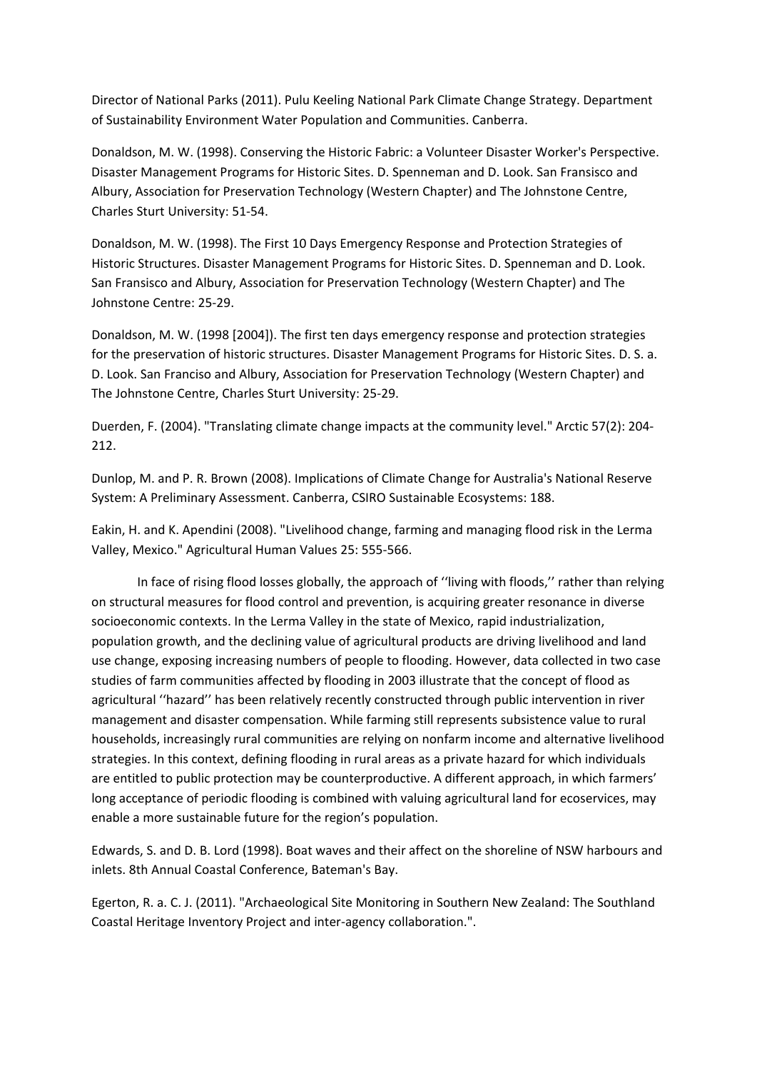Director of National Parks (2011). Pulu Keeling National Park Climate Change Strategy. Department of Sustainability Environment Water Population and Communities. Canberra.

Donaldson, M. W. (1998). Conserving the Historic Fabric: a Volunteer Disaster Worker's Perspective. Disaster Management Programs for Historic Sites. D. Spenneman and D. Look. San Fransisco and Albury, Association for Preservation Technology (Western Chapter) and The Johnstone Centre, Charles Sturt University: 51-54.

Donaldson, M. W. (1998). The First 10 Days Emergency Response and Protection Strategies of Historic Structures. Disaster Management Programs for Historic Sites. D. Spenneman and D. Look. San Fransisco and Albury, Association for Preservation Technology (Western Chapter) and The Johnstone Centre: 25-29.

Donaldson, M. W. (1998 [2004]). The first ten days emergency response and protection strategies for the preservation of historic structures. Disaster Management Programs for Historic Sites. D. S. a. D. Look. San Franciso and Albury, Association for Preservation Technology (Western Chapter) and The Johnstone Centre, Charles Sturt University: 25-29.

Duerden, F. (2004). "Translating climate change impacts at the community level." Arctic 57(2): 204-212.

Dunlop, M. and P. R. Brown (2008). Implications of Climate Change for Australia's National Reserve System: A Preliminary Assessment. Canberra, CSIRO Sustainable Ecosystems: 188.

Eakin, H. and K. Apendini (2008). "Livelihood change, farming and managing flood risk in the Lerma Valley, Mexico." Agricultural Human Values 25: 555-566.

In face of rising flood losses globally, the approach of ''living with floods,'' rather than relying on structural measures for flood control and prevention, is acquiring greater resonance in diverse socioeconomic contexts. In the Lerma Valley in the state of Mexico, rapid industrialization, population growth, and the declining value of agricultural products are driving livelihood and land use change, exposing increasing numbers of people to flooding. However, data collected in two case studies of farm communities affected by flooding in 2003 illustrate that the concept of flood as agricultural ''hazard'' has been relatively recently constructed through public intervention in river management and disaster compensation. While farming still represents subsistence value to rural households, increasingly rural communities are relying on nonfarm income and alternative livelihood strategies. In this context, defining flooding in rural areas as a private hazard for which individuals are entitled to public protection may be counterproductive. A different approach, in which farmers' long acceptance of periodic flooding is combined with valuing agricultural land for ecoservices, may enable a more sustainable future for the region's population.

Edwards, S. and D. B. Lord (1998). Boat waves and their affect on the shoreline of NSW harbours and inlets. 8th Annual Coastal Conference, Bateman's Bay.

Egerton, R. a. C. J. (2011). "Archaeological Site Monitoring in Southern New Zealand: The Southland Coastal Heritage Inventory Project and inter-agency collaboration.".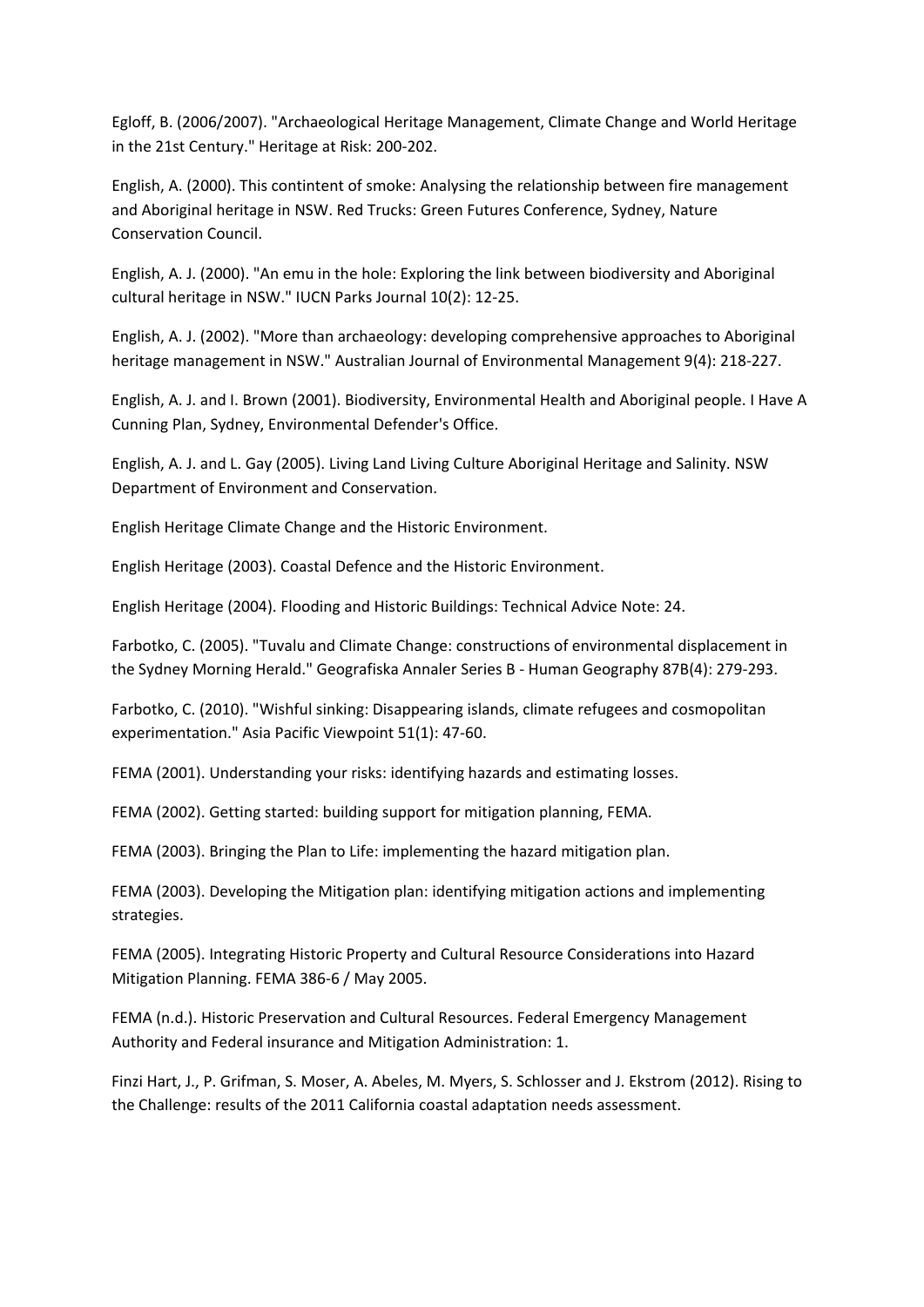Egloff, B. (2006/2007). "Archaeological Heritage Management, Climate Change and World Heritage in the 21st Century." Heritage at Risk: 200-202.

English, A. (2000). This contintent of smoke: Analysing the relationship between fire management and Aboriginal heritage in NSW. Red Trucks: Green Futures Conference, Sydney, Nature Conservation Council.

English, A. J. (2000). "An emu in the hole: Exploring the link between biodiversity and Aboriginal cultural heritage in NSW." IUCN Parks Journal 10(2): 12-25.

English, A. J. (2002). "More than archaeology: developing comprehensive approaches to Aboriginal heritage management in NSW." Australian Journal of Environmental Management 9(4): 218-227.

English, A. J. and I. Brown (2001). Biodiversity, Environmental Health and Aboriginal people. I Have A Cunning Plan, Sydney, Environmental Defender's Office.

English, A. J. and L. Gay (2005). Living Land Living Culture Aboriginal Heritage and Salinity. NSW Department of Environment and Conservation.

English Heritage Climate Change and the Historic Environment.

English Heritage (2003). Coastal Defence and the Historic Environment.

English Heritage (2004). Flooding and Historic Buildings: Technical Advice Note: 24.

Farbotko, C. (2005). "Tuvalu and Climate Change: constructions of environmental displacement in the Sydney Morning Herald." Geografiska Annaler Series B - Human Geography 87B(4): 279-293.

Farbotko, C. (2010). "Wishful sinking: Disappearing islands, climate refugees and cosmopolitan experimentation." Asia Pacific Viewpoint 51(1): 47-60.

FEMA (2001). Understanding your risks: identifying hazards and estimating losses.

FEMA (2002). Getting started: building support for mitigation planning, FEMA.

FEMA (2003). Bringing the Plan to Life: implementing the hazard mitigation plan.

FEMA (2003). Developing the Mitigation plan: identifying mitigation actions and implementing strategies.

FEMA (2005). Integrating Historic Property and Cultural Resource Considerations into Hazard Mitigation Planning. FEMA 386-6 / May 2005.

FEMA (n.d.). Historic Preservation and Cultural Resources. Federal Emergency Management Authority and Federal insurance and Mitigation Administration: 1.

Finzi Hart, J., P. Grifman, S. Moser, A. Abeles, M. Myers, S. Schlosser and J. Ekstrom (2012). Rising to the Challenge: results of the 2011 California coastal adaptation needs assessment.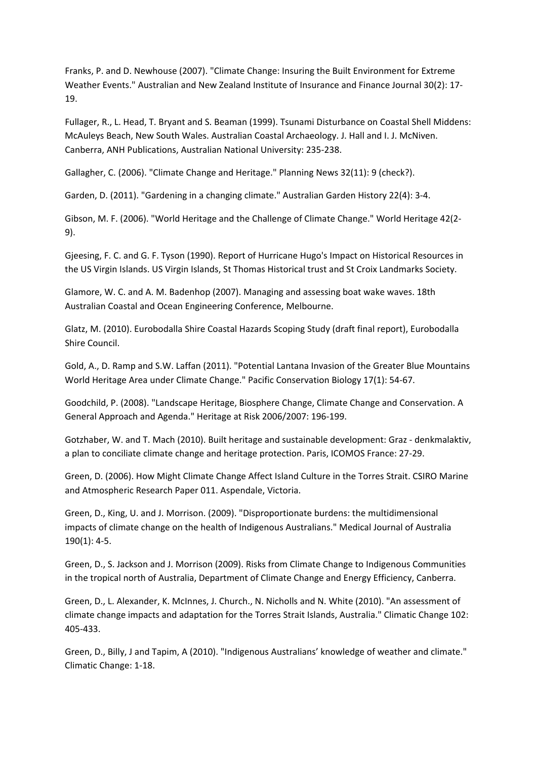Franks, P. and D. Newhouse (2007). "Climate Change: Insuring the Built Environment for Extreme Weather Events." Australian and New Zealand Institute of Insurance and Finance Journal 30(2): 17-19.

Fullager, R., L. Head, T. Bryant and S. Beaman (1999). Tsunami Disturbance on Coastal Shell Middens: McAuleys Beach, New South Wales. Australian Coastal Archaeology. J. Hall and I. J. McNiven. Canberra, ANH Publications, Australian National University: 235-238.

Gallagher, C. (2006). "Climate Change and Heritage." Planning News 32(11): 9 (check?).

Garden, D. (2011). "Gardening in a changing climate." Australian Garden History 22(4): 3-4.

Gibson, M. F. (2006). "World Heritage and the Challenge of Climate Change." World Heritage 42(2-9).

Gjeesing, F. C. and G. F. Tyson (1990). Report of Hurricane Hugo's Impact on Historical Resources in the US Virgin Islands. US Virgin Islands, St Thomas Historical trust and St Croix Landmarks Society.

Glamore, W. C. and A. M. Badenhop (2007). Managing and assessing boat wake waves. 18th Australian Coastal and Ocean Engineering Conference, Melbourne.

Glatz, M. (2010). Eurobodalla Shire Coastal Hazards Scoping Study (draft final report), Eurobodalla Shire Council.

Gold, A., D. Ramp and S.W. Laffan (2011). "Potential Lantana Invasion of the Greater Blue Mountains World Heritage Area under Climate Change." Pacific Conservation Biology 17(1): 54-67.

Goodchild, P. (2008). "Landscape Heritage, Biosphere Change, Climate Change and Conservation. A General Approach and Agenda." Heritage at Risk 2006/2007: 196-199.

Gotzhaber, W. and T. Mach (2010). Built heritage and sustainable development: Graz - denkmalaktiv, a plan to conciliate climate change and heritage protection. Paris, ICOMOS France: 27-29.

Green, D. (2006). How Might Climate Change Affect Island Culture in the Torres Strait. CSIRO Marine and Atmospheric Research Paper 011. Aspendale, Victoria.

Green, D., King, U. and J. Morrison. (2009). "Disproportionate burdens: the multidimensional impacts of climate change on the health of Indigenous Australians." Medical Journal of Australia 190(1): 4-5.

Green, D., S. Jackson and J. Morrison (2009). Risks from Climate Change to Indigenous Communities in the tropical north of Australia, Department of Climate Change and Energy Efficiency, Canberra.

Green, D., L. Alexander, K. McInnes, J. Church., N. Nicholls and N. White (2010). "An assessment of climate change impacts and adaptation for the Torres Strait Islands, Australia." Climatic Change 102: 405-433.

Green, D., Billy, J and Tapim, A (2010). "Indigenous Australians' knowledge of weather and climate." Climatic Change: 1-18.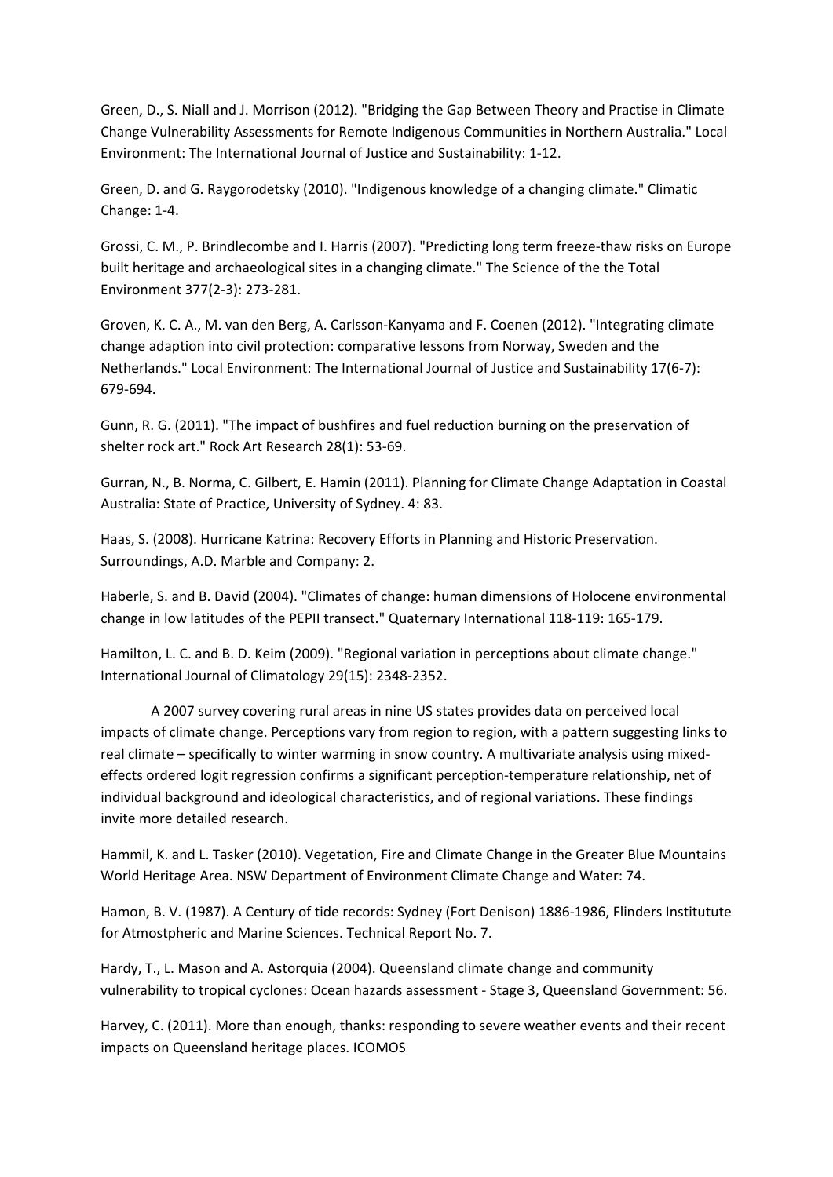Green, D., S. Niall and J. Morrison (2012). "Bridging the Gap Between Theory and Practise in Climate Change Vulnerability Assessments for Remote Indigenous Communities in Northern Australia." Local Environment: The International Journal of Justice and Sustainability: 1-12.

Green, D. and G. Raygorodetsky (2010). "Indigenous knowledge of a changing climate." Climatic Change: 1-4.

Grossi, C. M., P. Brindlecombe and I. Harris (2007). "Predicting long term freeze-thaw risks on Europe built heritage and archaeological sites in a changing climate." The Science of the the Total Environment 377(2-3): 273-281.

Groven, K. C. A., M. van den Berg, A. Carlsson-Kanyama and F. Coenen (2012). "Integrating climate change adaption into civil protection: comparative lessons from Norway, Sweden and the Netherlands." Local Environment: The International Journal of Justice and Sustainability 17(6-7): 679-694.

Gunn, R. G. (2011). "The impact of bushfires and fuel reduction burning on the preservation of shelter rock art." Rock Art Research 28(1): 53-69.

Gurran, N., B. Norma, C. Gilbert, E. Hamin (2011). Planning for Climate Change Adaptation in Coastal Australia: State of Practice, University of Sydney. 4: 83.

Haas, S. (2008). Hurricane Katrina: Recovery Efforts in Planning and Historic Preservation. Surroundings, A.D. Marble and Company: 2.

Haberle, S. and B. David (2004). "Climates of change: human dimensions of Holocene environmental change in low latitudes of the PEPII transect." Quaternary International 118-119: 165-179.

Hamilton, L. C. and B. D. Keim (2009). "Regional variation in perceptions about climate change." International Journal of Climatology 29(15): 2348-2352.

A 2007 survey covering rural areas in nine US states provides data on perceived local impacts of climate change. Perceptions vary from region to region, with a pattern suggesting links to real climate – specifically to winter warming in snow country. A multivariate analysis using mixed-effects ordered logit regression confirms a significant perception-temperature relationship, net of individual background and ideological characteristics, and of regional variations. These findings invite more detailed research.

Hammil, K. and L. Tasker (2010). Vegetation, Fire and Climate Change in the Greater Blue Mountains World Heritage Area. NSW Department of Environment Climate Change and Water: 74.

Hamon, B. V. (1987). A Century of tide records: Sydney (Fort Denison) 1886-1986, Flinders Institutute for Atmostpheric and Marine Sciences. Technical Report No. 7.

Hardy, T., L. Mason and A. Astorquia (2004). Queensland climate change and community vulnerability to tropical cyclones: Ocean hazards assessment - Stage 3, Queensland Government: 56.

Harvey, C. (2011). More than enough, thanks: responding to severe weather events and their recent impacts on Queensland heritage places. ICOMOS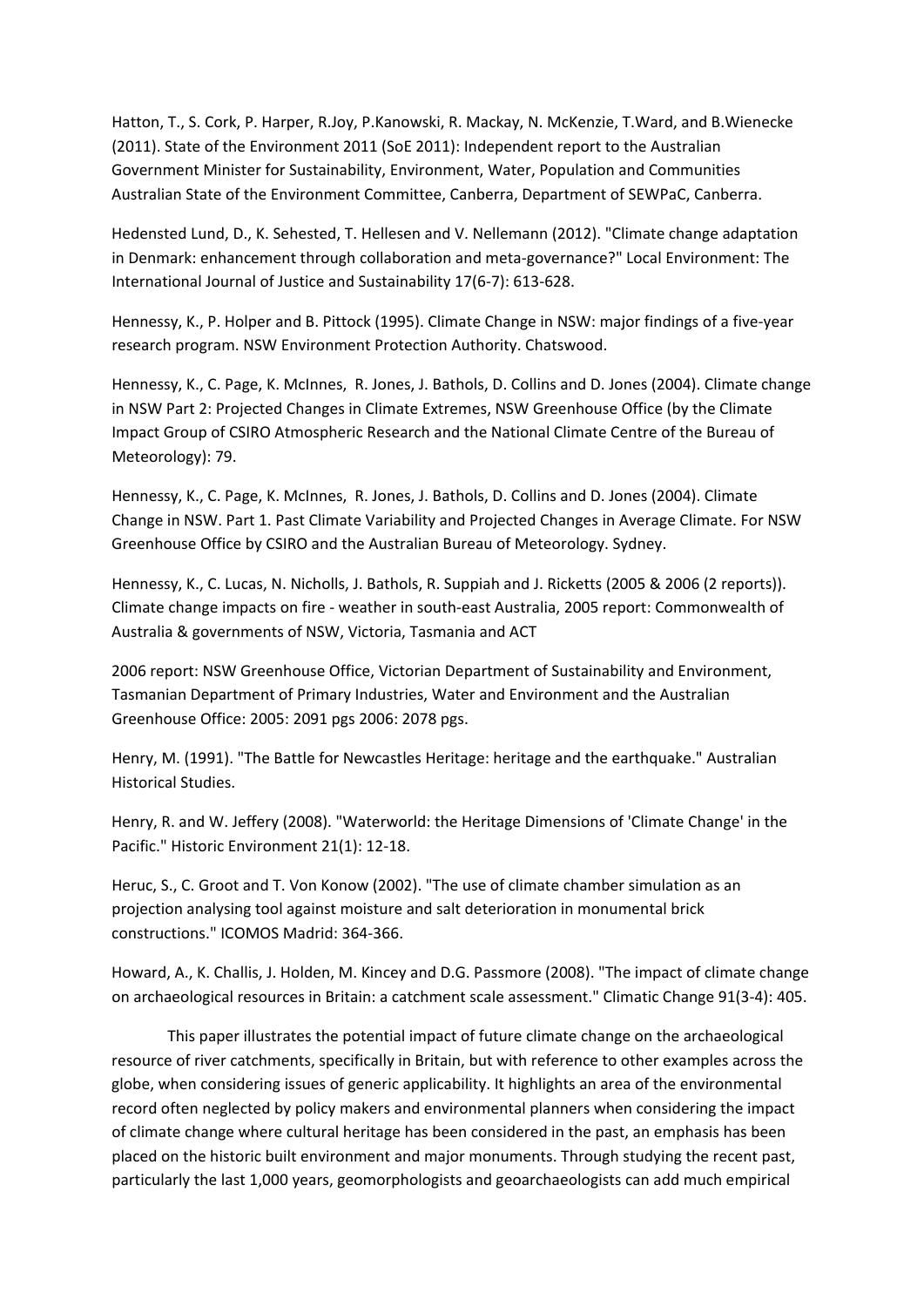Hatton, T., S. Cork, P. Harper, R.Joy, P.Kanowski, R. Mackay, N. McKenzie, T.Ward, and B.Wienecke (2011). State of the Environment 2011 (SoE 2011): Independent report to the Australian Government Minister for Sustainability, Environment, Water, Population and Communities Australian State of the Environment Committee, Canberra, Department of SEWPaC, Canberra.

Hedensted Lund, D., K. Sehested, T. Hellesen and V. Nellemann (2012). "Climate change adaptation in Denmark: enhancement through collaboration and meta-governance?" Local Environment: The International Journal of Justice and Sustainability 17(6-7): 613-628.

Hennessy, K., P. Holper and B. Pittock (1995). Climate Change in NSW: major findings of a five-year research program. NSW Environment Protection Authority. Chatswood.

Hennessy, K., C. Page, K. McInnes, R. Jones, J. Bathols, D. Collins and D. Jones (2004). Climate change in NSW Part 2: Projected Changes in Climate Extremes, NSW Greenhouse Office (by the Climate Impact Group of CSIRO Atmospheric Research and the National Climate Centre of the Bureau of Meteorology): 79.

Hennessy, K., C. Page, K. McInnes, R. Jones, J. Bathols, D. Collins and D. Jones (2004). Climate Change in NSW. Part 1. Past Climate Variability and Projected Changes in Average Climate. For NSW Greenhouse Office by CSIRO and the Australian Bureau of Meteorology. Sydney.

Hennessy, K., C. Lucas, N. Nicholls, J. Bathols, R. Suppiah and J. Ricketts (2005 & 2006 (2 reports)). Climate change impacts on fire - weather in south-east Australia, 2005 report: Commonwealth of Australia & governments of NSW, Victoria, Tasmania and ACT

2006 report: NSW Greenhouse Office, Victorian Department of Sustainability and Environment, Tasmanian Department of Primary Industries, Water and Environment and the Australian Greenhouse Office: 2005: 2091 pgs 2006: 2078 pgs.

Henry, M. (1991). "The Battle for Newcastles Heritage: heritage and the earthquake." Australian Historical Studies.

Henry, R. and W. Jeffery (2008). "Waterworld: the Heritage Dimensions of 'Climate Change' in the Pacific." Historic Environment 21(1): 12-18.

Heruc, S., C. Groot and T. Von Konow (2002). "The use of climate chamber simulation as an projection analysing tool against moisture and salt deterioration in monumental brick constructions." ICOMOS Madrid: 364-366.

Howard, A., K. Challis, J. Holden, M. Kincey and D.G. Passmore (2008). "The impact of climate change on archaeological resources in Britain: a catchment scale assessment." Climatic Change 91(3-4): 405.

This paper illustrates the potential impact of future climate change on the archaeological resource of river catchments, specifically in Britain, but with reference to other examples across the globe, when considering issues of generic applicability. It highlights an area of the environmental record often neglected by policy makers and environmental planners when considering the impact of climate change where cultural heritage has been considered in the past, an emphasis has been placed on the historic built environment and major monuments. Through studying the recent past, particularly the last 1,000 years, geomorphologists and geoarchaeologists can add much empirical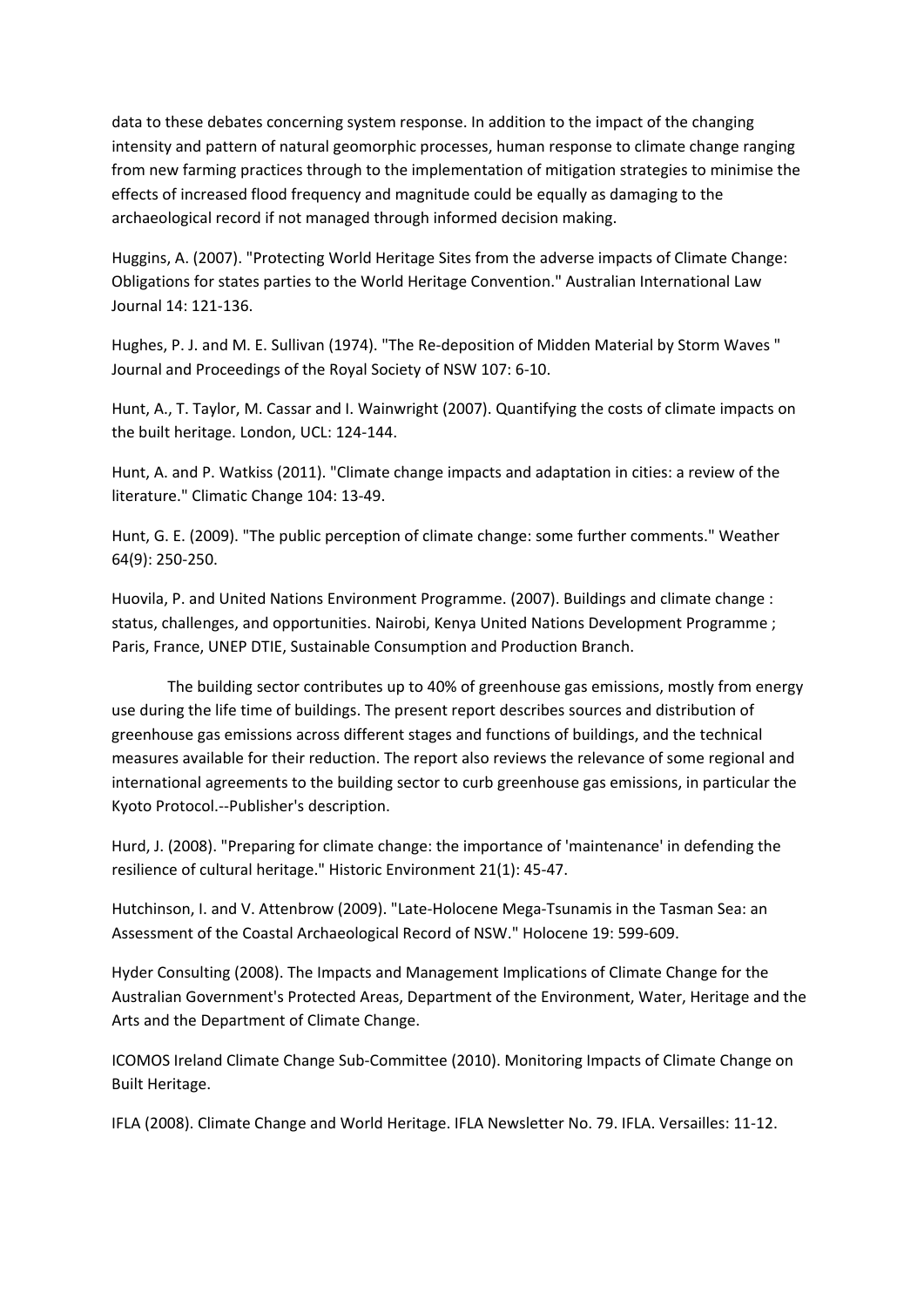data to these debates concerning system response. In addition to the impact of the changing intensity and pattern of natural geomorphic processes, human response to climate change ranging from new farming practices through to the implementation of mitigation strategies to minimise the effects of increased flood frequency and magnitude could be equally as damaging to the archaeological record if not managed through informed decision making.

Huggins, A. (2007). "Protecting World Heritage Sites from the adverse impacts of Climate Change: Obligations for states parties to the World Heritage Convention." Australian International Law Journal 14: 121-136.

Hughes, P. J. and M. E. Sullivan (1974). "The Re-deposition of Midden Material by Storm Waves " Journal and Proceedings of the Royal Society of NSW 107: 6-10.

Hunt, A., T. Taylor, M. Cassar and I. Wainwright (2007). Quantifying the costs of climate impacts on the built heritage. London, UCL: 124-144.

Hunt, A. and P. Watkiss (2011). "Climate change impacts and adaptation in cities: a review of the literature." Climatic Change 104: 13-49.

Hunt, G. E. (2009). "The public perception of climate change: some further comments." Weather 64(9): 250-250.

Huovila, P. and United Nations Environment Programme. (2007). Buildings and climate change : status, challenges, and opportunities. Nairobi, Kenya United Nations Development Programme ; Paris, France, UNEP DTIE, Sustainable Consumption and Production Branch.

The building sector contributes up to 40% of greenhouse gas emissions, mostly from energy use during the life time of buildings. The present report describes sources and distribution of greenhouse gas emissions across different stages and functions of buildings, and the technical measures available for their reduction. The report also reviews the relevance of some regional and international agreements to the building sector to curb greenhouse gas emissions, in particular the Kyoto Protocol.--Publisher's description.

Hurd, J. (2008). "Preparing for climate change: the importance of 'maintenance' in defending the resilience of cultural heritage." Historic Environment 21(1): 45-47.

Hutchinson, I. and V. Attenbrow (2009). "Late-Holocene Mega-Tsunamis in the Tasman Sea: an Assessment of the Coastal Archaeological Record of NSW." Holocene 19: 599-609.

Hyder Consulting (2008). The Impacts and Management Implications of Climate Change for the Australian Government's Protected Areas, Department of the Environment, Water, Heritage and the Arts and the Department of Climate Change.

ICOMOS Ireland Climate Change Sub-Committee (2010). Monitoring Impacts of Climate Change on Built Heritage.

IFLA (2008). Climate Change and World Heritage. IFLA Newsletter No. 79. IFLA. Versailles: 11-12.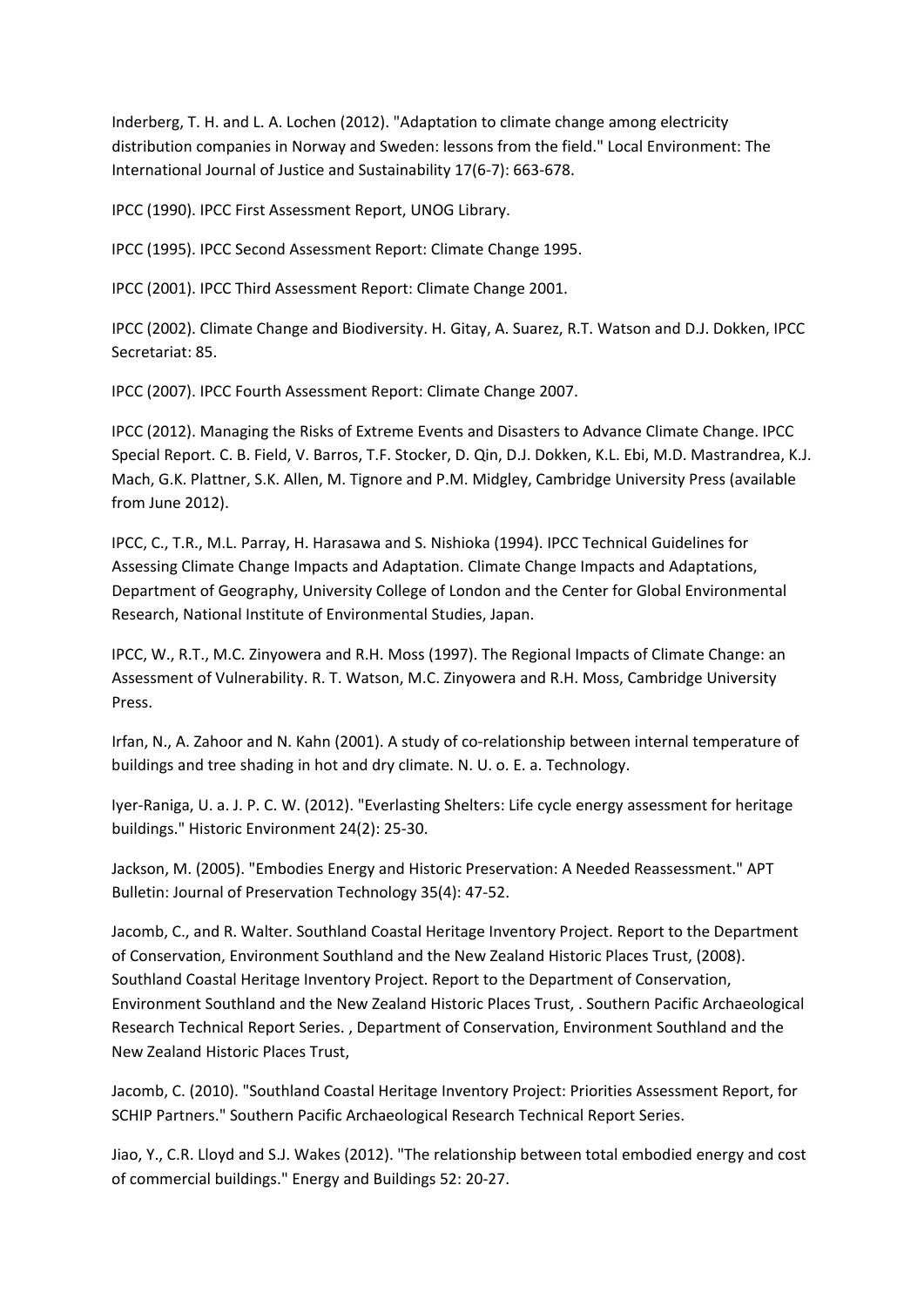Inderberg, T. H. and L. A. Lochen (2012). "Adaptation to climate change among electricity distribution companies in Norway and Sweden: lessons from the field." Local Environment: The International Journal of Justice and Sustainability 17(6-7): 663-678.

IPCC (1990). IPCC First Assessment Report, UNOG Library.

IPCC (1995). IPCC Second Assessment Report: Climate Change 1995.

IPCC (2001). IPCC Third Assessment Report: Climate Change 2001.

IPCC (2002). Climate Change and Biodiversity. H. Gitay, A. Suarez, R.T. Watson and D.J. Dokken, IPCC Secretariat: 85.

IPCC (2007). IPCC Fourth Assessment Report: Climate Change 2007.

IPCC (2012). Managing the Risks of Extreme Events and Disasters to Advance Climate Change. IPCC Special Report. C. B. Field, V. Barros, T.F. Stocker, D. Qin, D.J. Dokken, K.L. Ebi, M.D. Mastrandrea, K.J. Mach, G.K. Plattner, S.K. Allen, M. Tignore and P.M. Midgley, Cambridge University Press (available from June 2012).

IPCC, C., T.R., M.L. Parray, H. Harasawa and S. Nishioka (1994). IPCC Technical Guidelines for Assessing Climate Change Impacts and Adaptation. Climate Change Impacts and Adaptations, Department of Geography, University College of London and the Center for Global Environmental Research, National Institute of Environmental Studies, Japan.

IPCC, W., R.T., M.C. Zinyowera and R.H. Moss (1997). The Regional Impacts of Climate Change: an Assessment of Vulnerability. R. T. Watson, M.C. Zinyowera and R.H. Moss, Cambridge University Press.

Irfan, N., A. Zahoor and N. Kahn (2001). A study of co-relationship between internal temperature of buildings and tree shading in hot and dry climate. N. U. o. E. a. Technology.

Iyer-Raniga, U. a. J. P. C. W. (2012). "Everlasting Shelters: Life cycle energy assessment for heritage buildings." Historic Environment 24(2): 25-30.

Jackson, M. (2005). "Embodies Energy and Historic Preservation: A Needed Reassessment." APT Bulletin: Journal of Preservation Technology 35(4): 47-52.

Jacomb, C., and R. Walter. Southland Coastal Heritage Inventory Project. Report to the Department of Conservation, Environment Southland and the New Zealand Historic Places Trust, (2008). Southland Coastal Heritage Inventory Project. Report to the Department of Conservation, Environment Southland and the New Zealand Historic Places Trust, . Southern Pacific Archaeological Research Technical Report Series. , Department of Conservation, Environment Southland and the New Zealand Historic Places Trust,

Jacomb, C. (2010). "Southland Coastal Heritage Inventory Project: Priorities Assessment Report, for SCHIP Partners." Southern Pacific Archaeological Research Technical Report Series.

Jiao, Y., C.R. Lloyd and S.J. Wakes (2012). "The relationship between total embodied energy and cost of commercial buildings." Energy and Buildings 52: 20-27.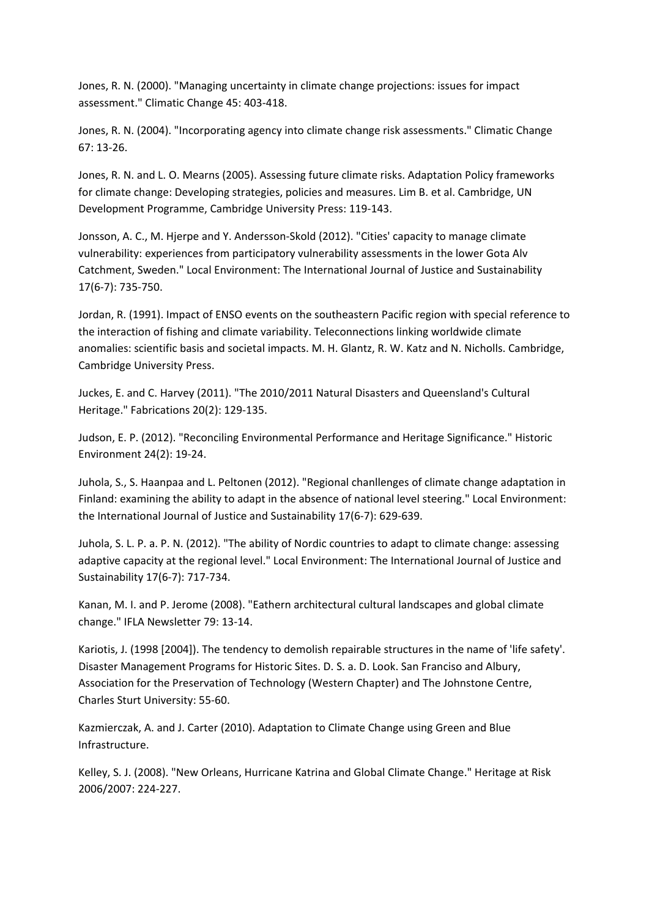Jones, R. N. (2000). "Managing uncertainty in climate change projections: issues for impact assessment." Climatic Change 45: 403-418.

Jones, R. N. (2004). "Incorporating agency into climate change risk assessments." Climatic Change 67: 13-26.

Jones, R. N. and L. O. Mearns (2005). Assessing future climate risks. Adaptation Policy frameworks for climate change: Developing strategies, policies and measures. Lim B. et al. Cambridge, UN Development Programme, Cambridge University Press: 119-143.

Jonsson, A. C., M. Hjerpe and Y. Andersson-Skold (2012). "Cities' capacity to manage climate vulnerability: experiences from participatory vulnerability assessments in the lower Gota Alv Catchment, Sweden." Local Environment: The International Journal of Justice and Sustainability 17(6-7): 735-750.

Jordan, R. (1991). Impact of ENSO events on the southeastern Pacific region with special reference to the interaction of fishing and climate variability. Teleconnections linking worldwide climate anomalies: scientific basis and societal impacts. M. H. Glantz, R. W. Katz and N. Nicholls. Cambridge, Cambridge University Press.

Juckes, E. and C. Harvey (2011). "The 2010/2011 Natural Disasters and Queensland's Cultural Heritage." Fabrications 20(2): 129-135.

Judson, E. P. (2012). "Reconciling Environmental Performance and Heritage Significance." Historic Environment 24(2): 19-24.

Juhola, S., S. Haanpaa and L. Peltonen (2012). "Regional chanllenges of climate change adaptation in Finland: examining the ability to adapt in the absence of national level steering." Local Environment: the International Journal of Justice and Sustainability 17(6-7): 629-639.

Juhola, S. L. P. a. P. N. (2012). "The ability of Nordic countries to adapt to climate change: assessing adaptive capacity at the regional level." Local Environment: The International Journal of Justice and Sustainability 17(6-7): 717-734.

Kanan, M. I. and P. Jerome (2008). "Eathern architectural cultural landscapes and global climate change." IFLA Newsletter 79: 13-14.

Kariotis, J. (1998 [2004]). The tendency to demolish repairable structures in the name of 'life safety'. Disaster Management Programs for Historic Sites. D. S. a. D. Look. San Franciso and Albury, Association for the Preservation of Technology (Western Chapter) and The Johnstone Centre, Charles Sturt University: 55-60.

Kazmierczak, A. and J. Carter (2010). Adaptation to Climate Change using Green and Blue Infrastructure.

Kelley, S. J. (2008). "New Orleans, Hurricane Katrina and Global Climate Change." Heritage at Risk 2006/2007: 224-227.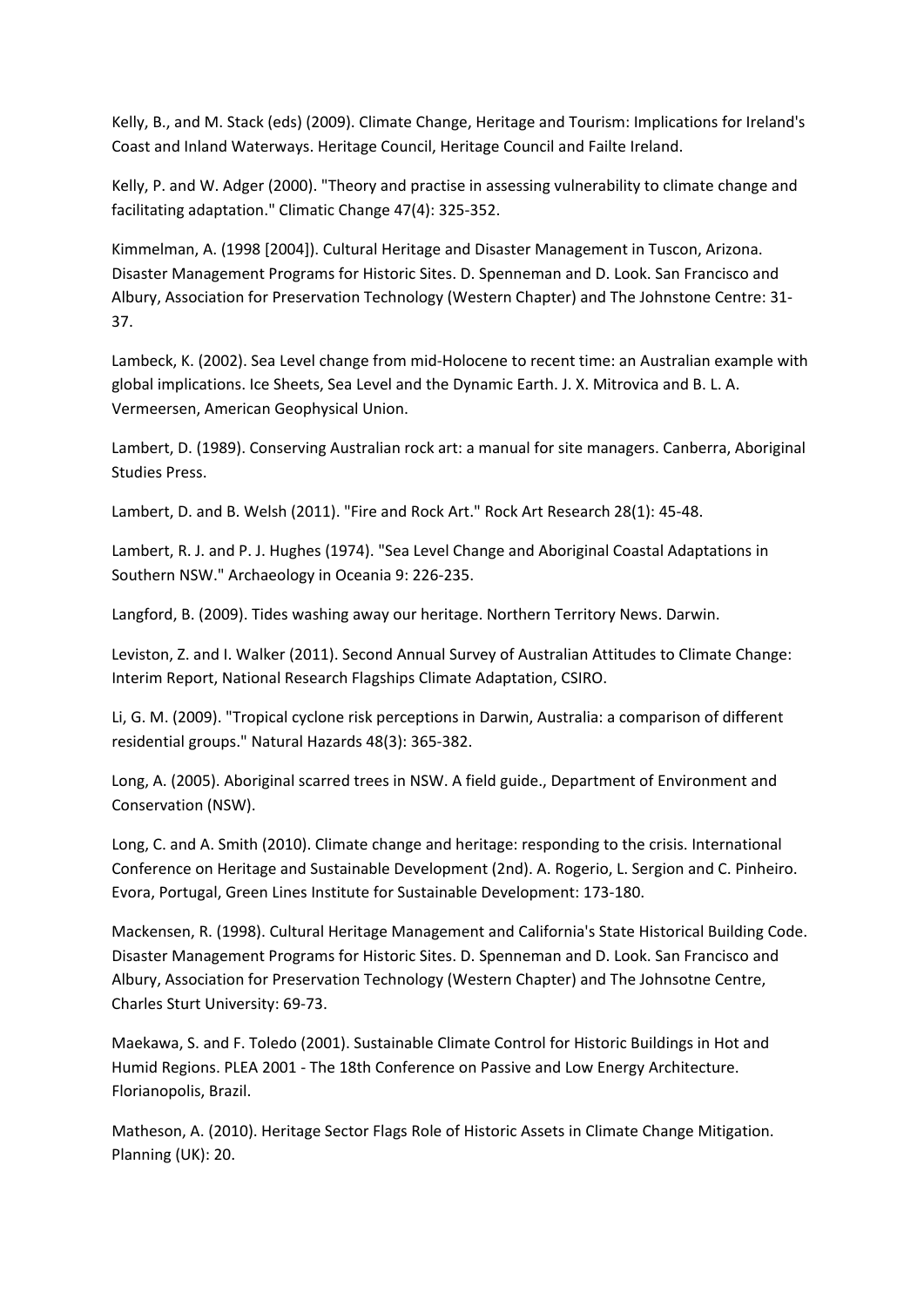Kelly, B., and M. Stack (eds) (2009). Climate Change, Heritage and Tourism: Implications for Ireland's Coast and Inland Waterways. Heritage Council, Heritage Council and Failte Ireland.

Kelly, P. and W. Adger (2000). "Theory and practise in assessing vulnerability to climate change and facilitating adaptation." Climatic Change 47(4): 325-352.

Kimmelman, A. (1998 [2004]). Cultural Heritage and Disaster Management in Tuscon, Arizona. Disaster Management Programs for Historic Sites. D. Spenneman and D. Look. San Francisco and Albury, Association for Preservation Technology (Western Chapter) and The Johnstone Centre: 31-37.

Lambeck, K. (2002). Sea Level change from mid-Holocene to recent time: an Australian example with global implications. Ice Sheets, Sea Level and the Dynamic Earth. J. X. Mitrovica and B. L. A. Vermeersen, American Geophysical Union.

Lambert, D. (1989). Conserving Australian rock art: a manual for site managers. Canberra, Aboriginal Studies Press.

Lambert, D. and B. Welsh (2011). "Fire and Rock Art." Rock Art Research 28(1): 45-48.

Lambert, R. J. and P. J. Hughes (1974). "Sea Level Change and Aboriginal Coastal Adaptations in Southern NSW." Archaeology in Oceania 9: 226-235.

Langford, B. (2009). Tides washing away our heritage. Northern Territory News. Darwin.

Leviston, Z. and I. Walker (2011). Second Annual Survey of Australian Attitudes to Climate Change: Interim Report, National Research Flagships Climate Adaptation, CSIRO.

Li, G. M. (2009). "Tropical cyclone risk perceptions in Darwin, Australia: a comparison of different residential groups." Natural Hazards 48(3): 365-382.

Long, A. (2005). Aboriginal scarred trees in NSW. A field guide., Department of Environment and Conservation (NSW).

Long, C. and A. Smith (2010). Climate change and heritage: responding to the crisis. International Conference on Heritage and Sustainable Development (2nd). A. Rogerio, L. Sergion and C. Pinheiro. Evora, Portugal, Green Lines Institute for Sustainable Development: 173-180.

Mackensen, R. (1998). Cultural Heritage Management and California's State Historical Building Code. Disaster Management Programs for Historic Sites. D. Spenneman and D. Look. San Francisco and Albury, Association for Preservation Technology (Western Chapter) and The Johnsotne Centre, Charles Sturt University: 69-73.

Maekawa, S. and F. Toledo (2001). Sustainable Climate Control for Historic Buildings in Hot and Humid Regions. PLEA 2001 - The 18th Conference on Passive and Low Energy Architecture. Florianopolis, Brazil.

Matheson, A. (2010). Heritage Sector Flags Role of Historic Assets in Climate Change Mitigation. Planning (UK): 20.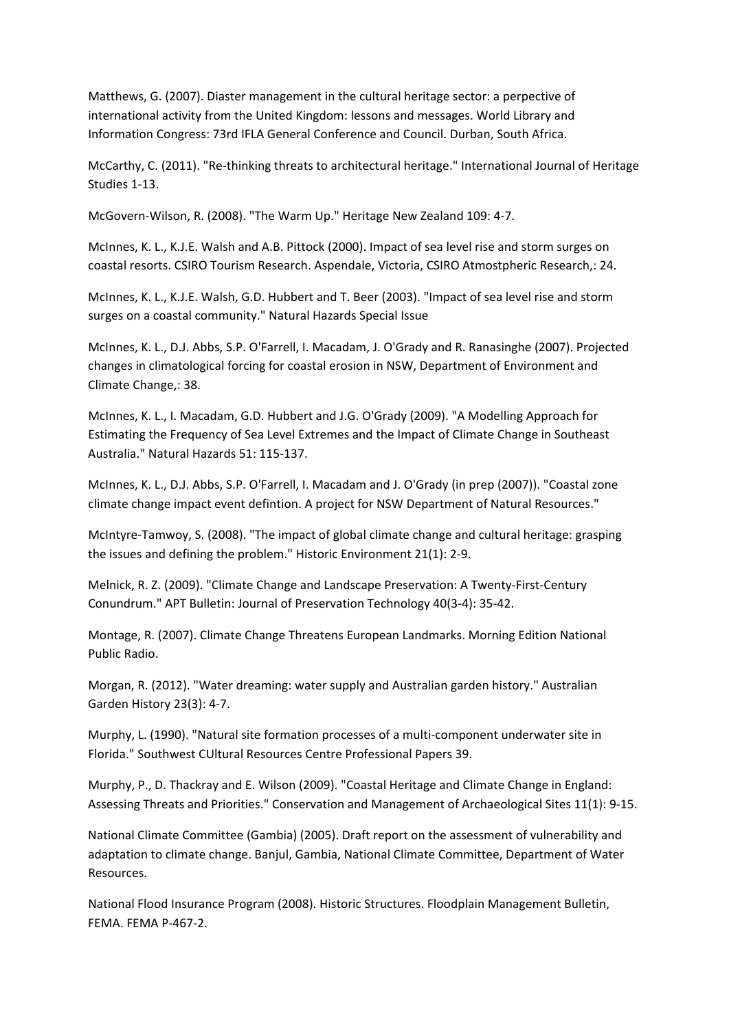Matthews, G. (2007). Diaster management in the cultural heritage sector: a perpective of international activity from the United Kingdom: lessons and messages. World Library and Information Congress: 73rd IFLA General Conference and Council. Durban, South Africa.

McCarthy, C. (2011). "Re-thinking threats to architectural heritage." International Journal of Heritage Studies 1-13.

McGovern-Wilson, R. (2008). "The Warm Up." Heritage New Zealand 109: 4-7.

McInnes, K. L., K.J.E. Walsh and A.B. Pittock (2000). Impact of sea level rise and storm surges on coastal resorts. CSIRO Tourism Research. Aspendale, Victoria, CSIRO Atmostpheric Research,: 24.

McInnes, K. L., K.J.E. Walsh, G.D. Hubbert and T. Beer (2003). "Impact of sea level rise and storm surges on a coastal community." Natural Hazards Special Issue

McInnes, K. L., D.J. Abbs, S.P. O'Farrell, I. Macadam, J. O'Grady and R. Ranasinghe (2007). Projected changes in climatological forcing for coastal erosion in NSW, Department of Environment and Climate Change,: 38.

McInnes, K. L., I. Macadam, G.D. Hubbert and J.G. O'Grady (2009). "A Modelling Approach for Estimating the Frequency of Sea Level Extremes and the Impact of Climate Change in Southeast Australia." Natural Hazards 51: 115-137.

McInnes, K. L., D.J. Abbs, S.P. O'Farrell, I. Macadam and J. O'Grady (in prep (2007)). "Coastal zone climate change impact event defintion. A project for NSW Department of Natural Resources."

McIntyre-Tamwoy, S. (2008). "The impact of global climate change and cultural heritage: grasping the issues and defining the problem." Historic Environment 21(1): 2-9.

Melnick, R. Z. (2009). "Climate Change and Landscape Preservation: A Twenty-First-Century Conundrum." APT Bulletin: Journal of Preservation Technology 40(3-4): 35-42.

Montage, R. (2007). Climate Change Threatens European Landmarks. Morning Edition National Public Radio.

Morgan, R. (2012). "Water dreaming: water supply and Australian garden history." Australian Garden History 23(3): 4-7.

Murphy, L. (1990). "Natural site formation processes of a multi-component underwater site in Florida." Southwest CUltural Resources Centre Professional Papers 39.

Murphy, P., D. Thackray and E. Wilson (2009). "Coastal Heritage and Climate Change in England: Assessing Threats and Priorities." Conservation and Management of Archaeological Sites 11(1): 9-15.

National Climate Committee (Gambia) (2005). Draft report on the assessment of vulnerability and adaptation to climate change. Banjul, Gambia, National Climate Committee, Department of Water Resources.

National Flood Insurance Program (2008). Historic Structures. Floodplain Management Bulletin, FEMA. FEMA P-467-2.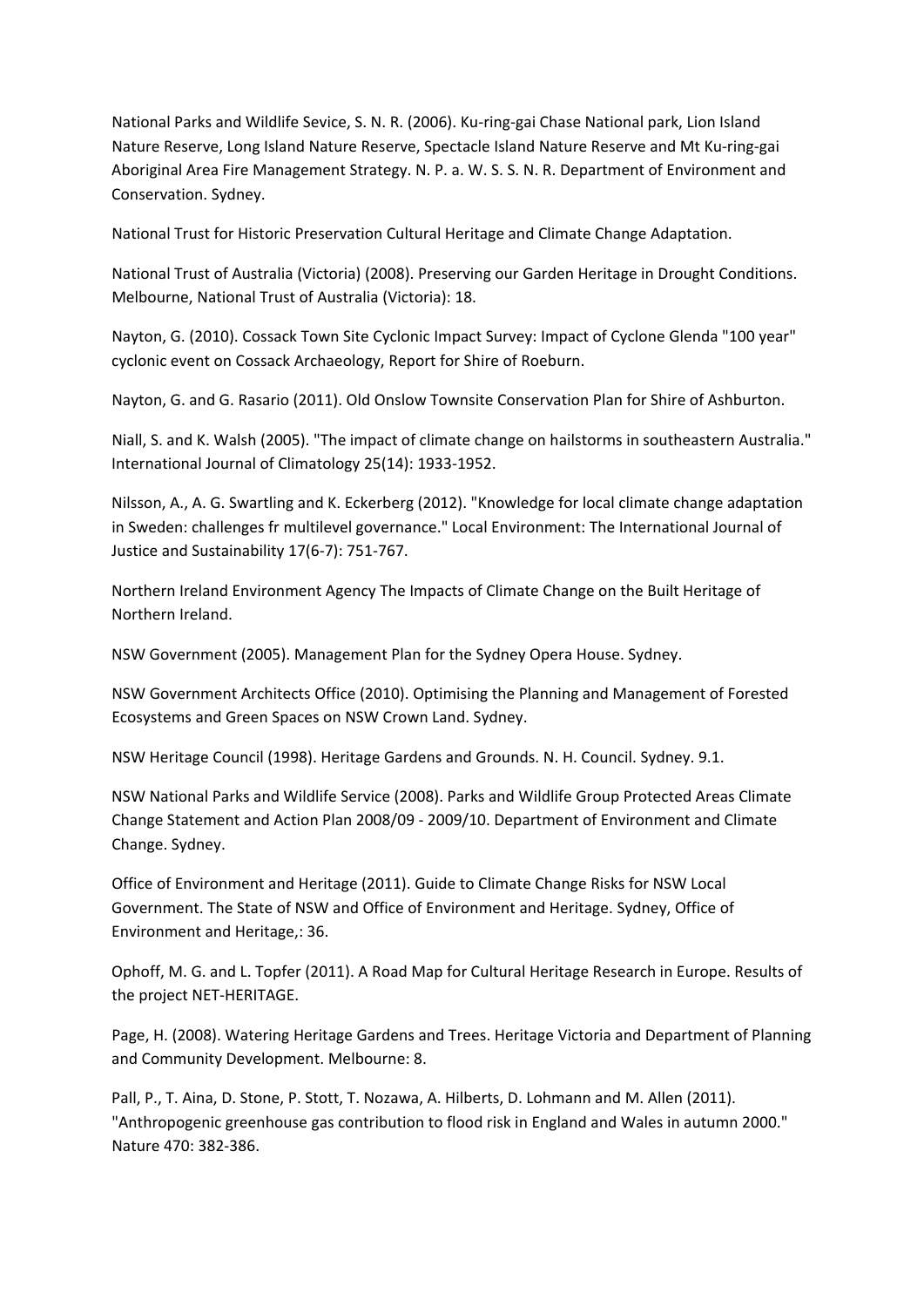National Parks and Wildlife Sevice, S. N. R. (2006). Ku-ring-gai Chase National park, Lion Island Nature Reserve, Long Island Nature Reserve, Spectacle Island Nature Reserve and Mt Ku-ring-gai Aboriginal Area Fire Management Strategy. N. P. a. W. S. S. N. R. Department of Environment and Conservation. Sydney.

National Trust for Historic Preservation Cultural Heritage and Climate Change Adaptation.

National Trust of Australia (Victoria) (2008). Preserving our Garden Heritage in Drought Conditions. Melbourne, National Trust of Australia (Victoria): 18.

Nayton, G. (2010). Cossack Town Site Cyclonic Impact Survey: Impact of Cyclone Glenda "100 year" cyclonic event on Cossack Archaeology, Report for Shire of Roeburn.

Nayton, G. and G. Rasario (2011). Old Onslow Townsite Conservation Plan for Shire of Ashburton.

Niall, S. and K. Walsh (2005). "The impact of climate change on hailstorms in southeastern Australia." International Journal of Climatology 25(14): 1933-1952.

Nilsson, A., A. G. Swartling and K. Eckerberg (2012). "Knowledge for local climate change adaptation in Sweden: challenges fr multilevel governance." Local Environment: The International Journal of Justice and Sustainability 17(6-7): 751-767.

Northern Ireland Environment Agency The Impacts of Climate Change on the Built Heritage of Northern Ireland.

NSW Government (2005). Management Plan for the Sydney Opera House. Sydney.

NSW Government Architects Office (2010). Optimising the Planning and Management of Forested Ecosystems and Green Spaces on NSW Crown Land. Sydney.

NSW Heritage Council (1998). Heritage Gardens and Grounds. N. H. Council. Sydney. 9.1.

NSW National Parks and Wildlife Service (2008). Parks and Wildlife Group Protected Areas Climate Change Statement and Action Plan 2008/09 - 2009/10. Department of Environment and Climate Change. Sydney.

Office of Environment and Heritage (2011). Guide to Climate Change Risks for NSW Local Government. The State of NSW and Office of Environment and Heritage. Sydney, Office of Environment and Heritage,: 36.

Ophoff, M. G. and L. Topfer (2011). A Road Map for Cultural Heritage Research in Europe. Results of the project NET-HERITAGE.

Page, H. (2008). Watering Heritage Gardens and Trees. Heritage Victoria and Department of Planning and Community Development. Melbourne: 8.

Pall, P., T. Aina, D. Stone, P. Stott, T. Nozawa, A. Hilberts, D. Lohmann and M. Allen (2011). "Anthropogenic greenhouse gas contribution to flood risk in England and Wales in autumn 2000." Nature 470: 382-386.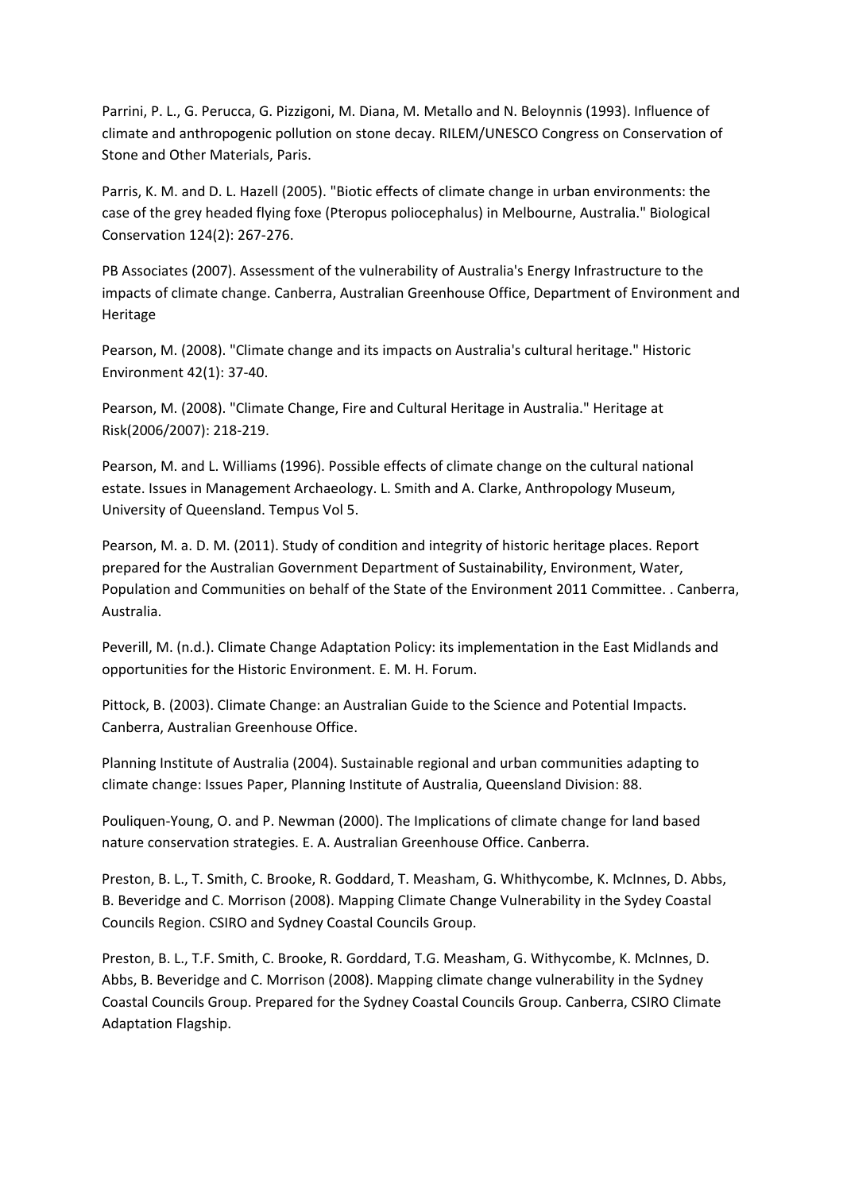Parrini, P. L., G. Perucca, G. Pizzigoni, M. Diana, M. Metallo and N. Beloynnis (1993). Influence of climate and anthropogenic pollution on stone decay. RILEM/UNESCO Congress on Conservation of Stone and Other Materials, Paris.

Parris, K. M. and D. L. Hazell (2005). "Biotic effects of climate change in urban environments: the case of the grey headed flying foxe (Pteropus poliocephalus) in Melbourne, Australia." Biological Conservation 124(2): 267-276.

PB Associates (2007). Assessment of the vulnerability of Australia's Energy Infrastructure to the impacts of climate change. Canberra, Australian Greenhouse Office, Department of Environment and Heritage

Pearson, M. (2008). "Climate change and its impacts on Australia's cultural heritage." Historic Environment 42(1): 37-40.

Pearson, M. (2008). "Climate Change, Fire and Cultural Heritage in Australia." Heritage at Risk(2006/2007): 218-219.

Pearson, M. and L. Williams (1996). Possible effects of climate change on the cultural national estate. Issues in Management Archaeology. L. Smith and A. Clarke, Anthropology Museum, University of Queensland. Tempus Vol 5.

Pearson, M. a. D. M. (2011). Study of condition and integrity of historic heritage places. Report prepared for the Australian Government Department of Sustainability, Environment, Water, Population and Communities on behalf of the State of the Environment 2011 Committee. . Canberra, Australia.

Peverill, M. (n.d.). Climate Change Adaptation Policy: its implementation in the East Midlands and opportunities for the Historic Environment. E. M. H. Forum.

Pittock, B. (2003). Climate Change: an Australian Guide to the Science and Potential Impacts. Canberra, Australian Greenhouse Office.

Planning Institute of Australia (2004). Sustainable regional and urban communities adapting to climate change: Issues Paper, Planning Institute of Australia, Queensland Division: 88.

Pouliquen-Young, O. and P. Newman (2000). The Implications of climate change for land based nature conservation strategies. E. A. Australian Greenhouse Office. Canberra.

Preston, B. L., T. Smith, C. Brooke, R. Goddard, T. Measham, G. Whithycombe, K. McInnes, D. Abbs, B. Beveridge and C. Morrison (2008). Mapping Climate Change Vulnerability in the Sydey Coastal Councils Region. CSIRO and Sydney Coastal Councils Group.

Preston, B. L., T.F. Smith, C. Brooke, R. Gorddard, T.G. Measham, G. Withycombe, K. McInnes, D. Abbs, B. Beveridge and C. Morrison (2008). Mapping climate change vulnerability in the Sydney Coastal Councils Group. Prepared for the Sydney Coastal Councils Group. Canberra, CSIRO Climate Adaptation Flagship.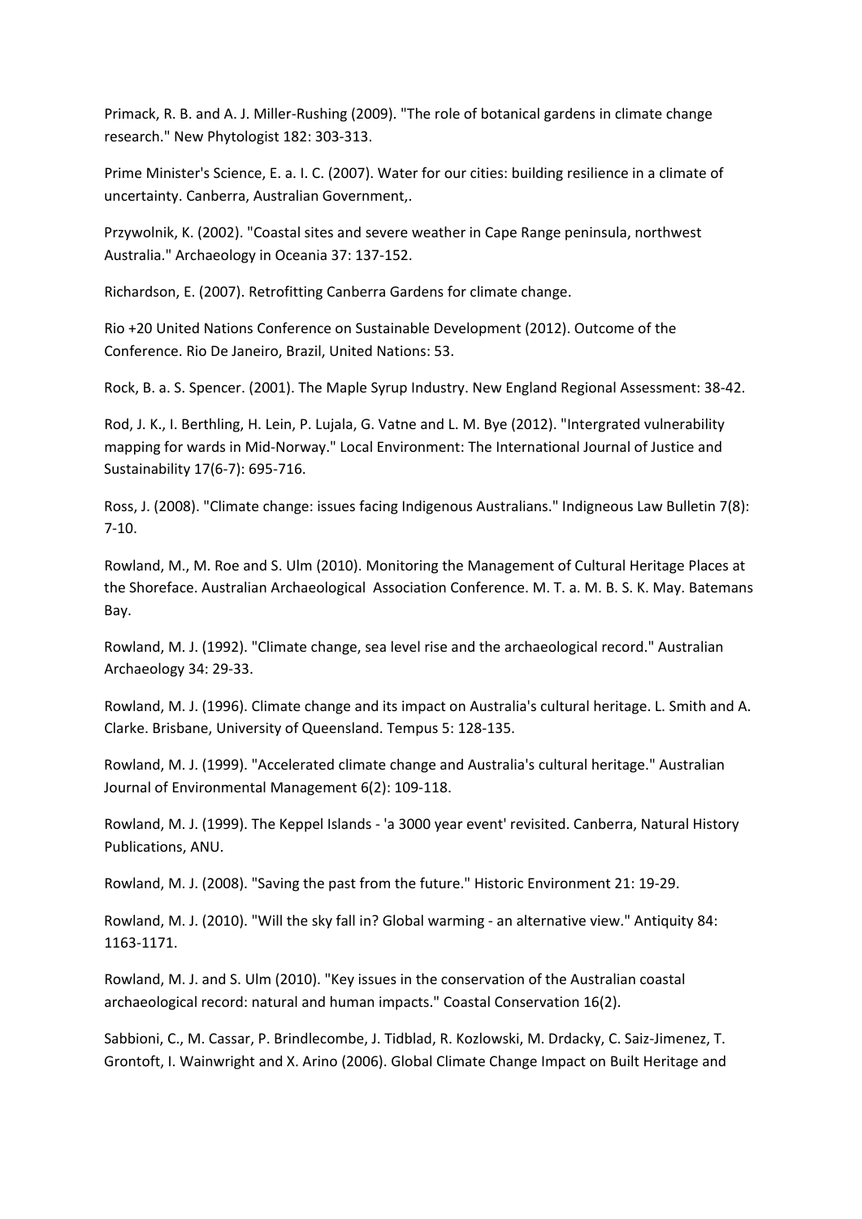Primack, R. B. and A. J. Miller-Rushing (2009). "The role of botanical gardens in climate change research." New Phytologist 182: 303-313.

Prime Minister's Science, E. a. I. C. (2007). Water for our cities: building resilience in a climate of uncertainty. Canberra, Australian Government,.

Przywolnik, K. (2002). "Coastal sites and severe weather in Cape Range peninsula, northwest Australia." Archaeology in Oceania 37: 137-152.

Richardson, E. (2007). Retrofitting Canberra Gardens for climate change.

Rio +20 United Nations Conference on Sustainable Development (2012). Outcome of the Conference. Rio De Janeiro, Brazil, United Nations: 53.

Rock, B. a. S. Spencer. (2001). The Maple Syrup Industry. New England Regional Assessment: 38-42.

Rod, J. K., I. Berthling, H. Lein, P. Lujala, G. Vatne and L. M. Bye (2012). "Intergrated vulnerability mapping for wards in Mid-Norway." Local Environment: The International Journal of Justice and Sustainability 17(6-7): 695-716.

Ross, J. (2008). "Climate change: issues facing Indigenous Australians." Indigneous Law Bulletin 7(8): 7-10.

Rowland, M., M. Roe and S. Ulm (2010). Monitoring the Management of Cultural Heritage Places at the Shoreface. Australian Archaeological Association Conference. M. T. a. M. B. S. K. May. Batemans Bay.

Rowland, M. J. (1992). "Climate change, sea level rise and the archaeological record." Australian Archaeology 34: 29-33.

Rowland, M. J. (1996). Climate change and its impact on Australia's cultural heritage. L. Smith and A. Clarke. Brisbane, University of Queensland. Tempus 5: 128-135.

Rowland, M. J. (1999). "Accelerated climate change and Australia's cultural heritage." Australian Journal of Environmental Management 6(2): 109-118.

Rowland, M. J. (1999). The Keppel Islands - 'a 3000 year event' revisited. Canberra, Natural History Publications, ANU.

Rowland, M. J. (2008). "Saving the past from the future." Historic Environment 21: 19-29.

Rowland, M. J. (2010). "Will the sky fall in? Global warming - an alternative view." Antiquity 84: 1163-1171.

Rowland, M. J. and S. Ulm (2010). "Key issues in the conservation of the Australian coastal archaeological record: natural and human impacts." Coastal Conservation 16(2).

Sabbioni, C., M. Cassar, P. Brindlecombe, J. Tidblad, R. Kozlowski, M. Drdacky, C. Saiz-Jimenez, T. Grontoft, I. Wainwright and X. Arino (2006). Global Climate Change Impact on Built Heritage and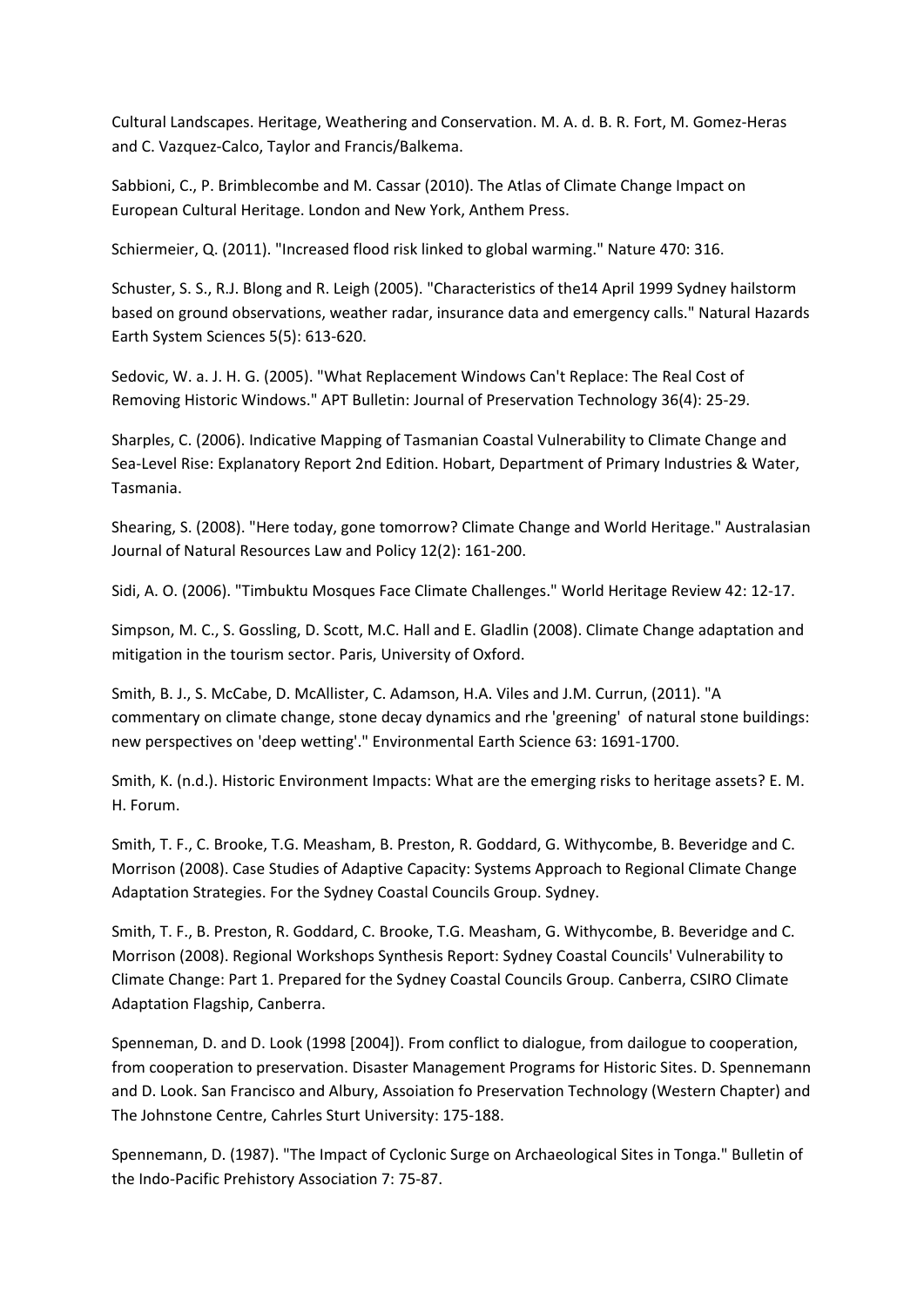Cultural Landscapes. Heritage, Weathering and Conservation. M. A. d. B. R. Fort, M. Gomez-Heras and C. Vazquez-Calco, Taylor and Francis/Balkema.

Sabbioni, C., P. Brimblecombe and M. Cassar (2010). The Atlas of Climate Change Impact on European Cultural Heritage. London and New York, Anthem Press.

Schiermeier, Q. (2011). "Increased flood risk linked to global warming." Nature 470: 316.

Schuster, S. S., R.J. Blong and R. Leigh (2005). "Characteristics of the14 April 1999 Sydney hailstorm based on ground observations, weather radar, insurance data and emergency calls." Natural Hazards Earth System Sciences 5(5): 613-620.

Sedovic, W. a. J. H. G. (2005). "What Replacement Windows Can't Replace: The Real Cost of Removing Historic Windows." APT Bulletin: Journal of Preservation Technology 36(4): 25-29.

Sharples, C. (2006). Indicative Mapping of Tasmanian Coastal Vulnerability to Climate Change and Sea-Level Rise: Explanatory Report 2nd Edition. Hobart, Department of Primary Industries & Water, Tasmania.

Shearing, S. (2008). "Here today, gone tomorrow? Climate Change and World Heritage." Australasian Journal of Natural Resources Law and Policy 12(2): 161-200.

Sidi, A. O. (2006). "Timbuktu Mosques Face Climate Challenges." World Heritage Review 42: 12-17.

Simpson, M. C., S. Gossling, D. Scott, M.C. Hall and E. Gladlin (2008). Climate Change adaptation and mitigation in the tourism sector. Paris, University of Oxford.

Smith, B. J., S. McCabe, D. McAllister, C. Adamson, H.A. Viles and J.M. Currun, (2011). "A commentary on climate change, stone decay dynamics and rhe 'greening' of natural stone buildings: new perspectives on 'deep wetting'." Environmental Earth Science 63: 1691-1700.

Smith, K. (n.d.). Historic Environment Impacts: What are the emerging risks to heritage assets? E. M. H. Forum.

Smith, T. F., C. Brooke, T.G. Measham, B. Preston, R. Goddard, G. Withycombe, B. Beveridge and C. Morrison (2008). Case Studies of Adaptive Capacity: Systems Approach to Regional Climate Change Adaptation Strategies. For the Sydney Coastal Councils Group. Sydney.

Smith, T. F., B. Preston, R. Goddard, C. Brooke, T.G. Measham, G. Withycombe, B. Beveridge and C. Morrison (2008). Regional Workshops Synthesis Report: Sydney Coastal Councils' Vulnerability to Climate Change: Part 1. Prepared for the Sydney Coastal Councils Group. Canberra, CSIRO Climate Adaptation Flagship, Canberra.

Spenneman, D. and D. Look (1998 [2004]). From conflict to dialogue, from dailogue to cooperation, from cooperation to preservation. Disaster Management Programs for Historic Sites. D. Spennemann and D. Look. San Francisco and Albury, Assoiation fo Preservation Technology (Western Chapter) and The Johnstone Centre, Cahrles Sturt University: 175-188.

Spennemann, D. (1987). "The Impact of Cyclonic Surge on Archaeological Sites in Tonga." Bulletin of the Indo-Pacific Prehistory Association 7: 75-87.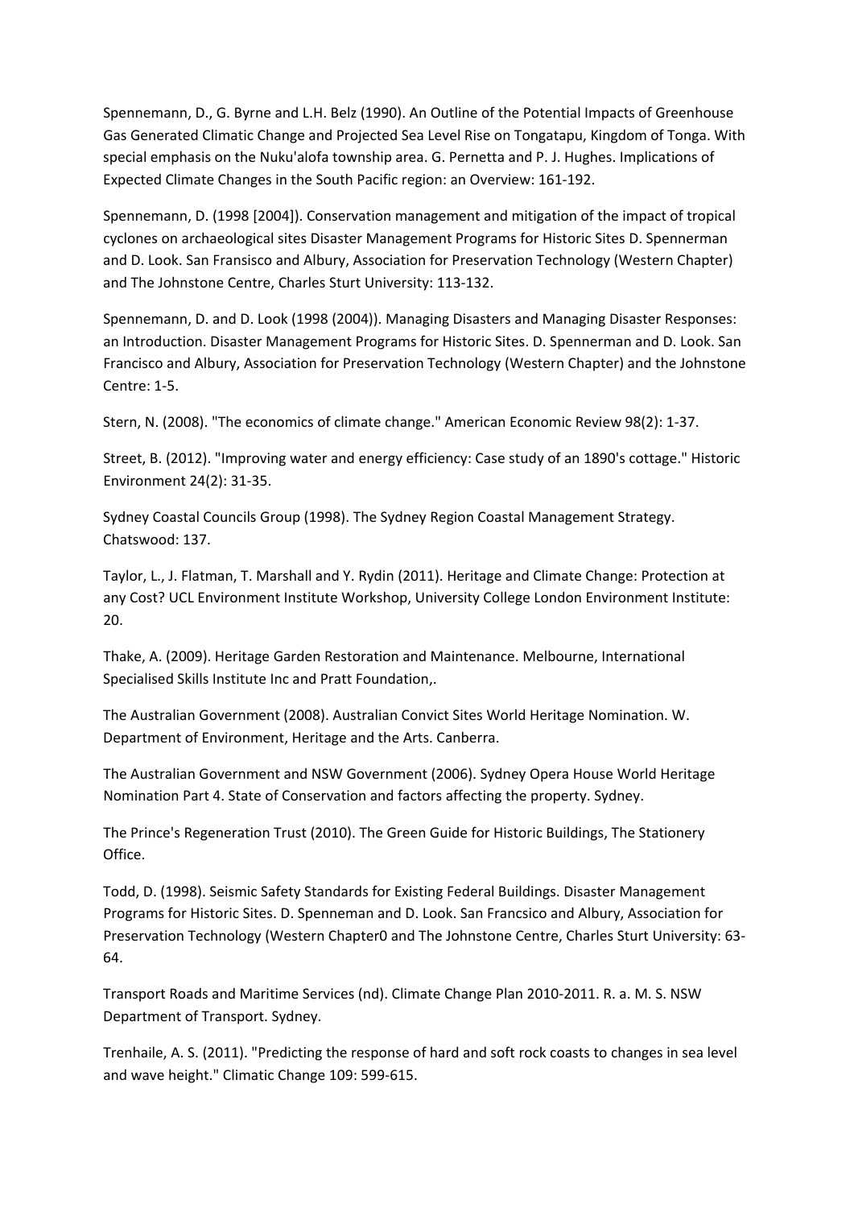Spennemann, D., G. Byrne and L.H. Belz (1990). An Outline of the Potential Impacts of Greenhouse Gas Generated Climatic Change and Projected Sea Level Rise on Tongatapu, Kingdom of Tonga. With special emphasis on the Nuku'alofa township area. G. Pernetta and P. J. Hughes. Implications of Expected Climate Changes in the South Pacific region: an Overview: 161-192.

Spennemann, D. (1998 [2004]). Conservation management and mitigation of the impact of tropical cyclones on archaeological sites Disaster Management Programs for Historic Sites D. Spennerman and D. Look. San Fransisco and Albury, Association for Preservation Technology (Western Chapter) and The Johnstone Centre, Charles Sturt University: 113-132.

Spennemann, D. and D. Look (1998 (2004)). Managing Disasters and Managing Disaster Responses: an Introduction. Disaster Management Programs for Historic Sites. D. Spennerman and D. Look. San Francisco and Albury, Association for Preservation Technology (Western Chapter) and the Johnstone Centre: 1-5.

Stern, N. (2008). "The economics of climate change." American Economic Review 98(2): 1-37.

Street, B. (2012). "Improving water and energy efficiency: Case study of an 1890's cottage." Historic Environment 24(2): 31-35.

Sydney Coastal Councils Group (1998). The Sydney Region Coastal Management Strategy. Chatswood: 137.

Taylor, L., J. Flatman, T. Marshall and Y. Rydin (2011). Heritage and Climate Change: Protection at any Cost? UCL Environment Institute Workshop, University College London Environment Institute: 20.

Thake, A. (2009). Heritage Garden Restoration and Maintenance. Melbourne, International Specialised Skills Institute Inc and Pratt Foundation,.

The Australian Government (2008). Australian Convict Sites World Heritage Nomination. W. Department of Environment, Heritage and the Arts. Canberra.

The Australian Government and NSW Government (2006). Sydney Opera House World Heritage Nomination Part 4. State of Conservation and factors affecting the property. Sydney.

The Prince's Regeneration Trust (2010). The Green Guide for Historic Buildings, The Stationery Office.

Todd, D. (1998). Seismic Safety Standards for Existing Federal Buildings. Disaster Management Programs for Historic Sites. D. Spenneman and D. Look. San Francsico and Albury, Association for Preservation Technology (Western Chapter0 and The Johnstone Centre, Charles Sturt University: 63-64.

Transport Roads and Maritime Services (nd). Climate Change Plan 2010-2011. R. a. M. S. NSW Department of Transport. Sydney.

Trenhaile, A. S. (2011). "Predicting the response of hard and soft rock coasts to changes in sea level and wave height." Climatic Change 109: 599-615.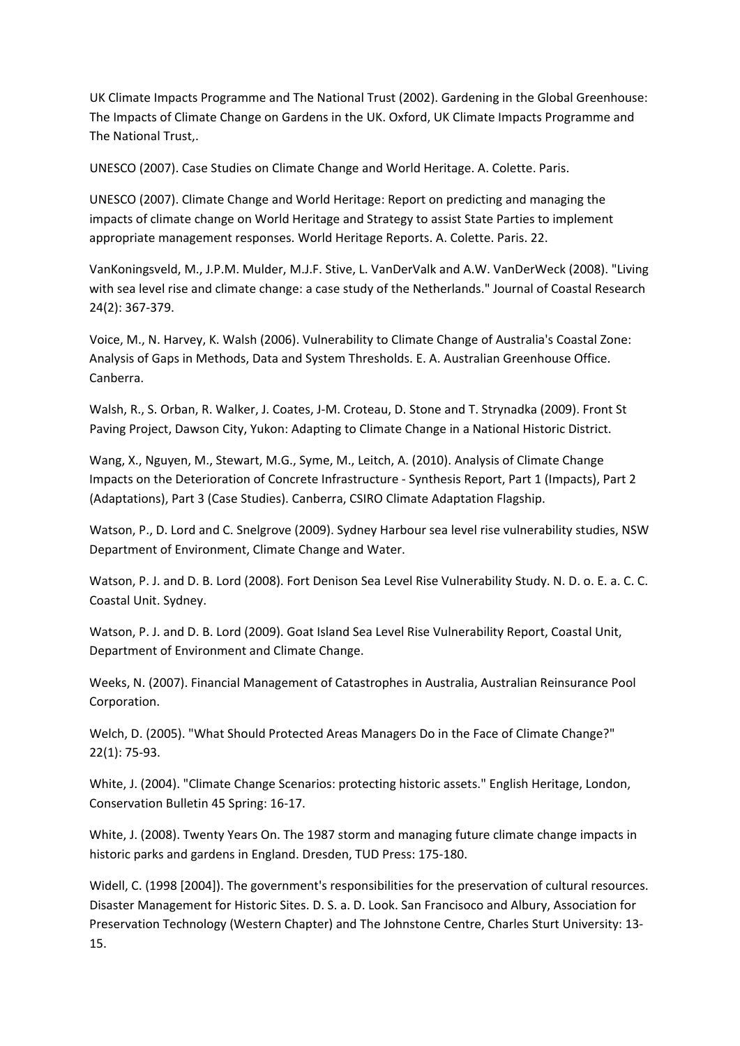UK Climate Impacts Programme and The National Trust (2002). Gardening in the Global Greenhouse: The Impacts of Climate Change on Gardens in the UK. Oxford, UK Climate Impacts Programme and The National Trust,.

UNESCO (2007). Case Studies on Climate Change and World Heritage. A. Colette. Paris.

UNESCO (2007). Climate Change and World Heritage: Report on predicting and managing the impacts of climate change on World Heritage and Strategy to assist State Parties to implement appropriate management responses. World Heritage Reports. A. Colette. Paris. 22.

VanKoningsveld, M., J.P.M. Mulder, M.J.F. Stive, L. VanDerValk and A.W. VanDerWeck (2008). "Living with sea level rise and climate change: a case study of the Netherlands." Journal of Coastal Research 24(2): 367-379.

Voice, M., N. Harvey, K. Walsh (2006). Vulnerability to Climate Change of Australia's Coastal Zone: Analysis of Gaps in Methods, Data and System Thresholds. E. A. Australian Greenhouse Office. Canberra.

Walsh, R., S. Orban, R. Walker, J. Coates, J-M. Croteau, D. Stone and T. Strynadka (2009). Front St Paving Project, Dawson City, Yukon: Adapting to Climate Change in a National Historic District.

Wang, X., Nguyen, M., Stewart, M.G., Syme, M., Leitch, A. (2010). Analysis of Climate Change Impacts on the Deterioration of Concrete Infrastructure - Synthesis Report, Part 1 (Impacts), Part 2 (Adaptations), Part 3 (Case Studies). Canberra, CSIRO Climate Adaptation Flagship.

Watson, P., D. Lord and C. Snelgrove (2009). Sydney Harbour sea level rise vulnerability studies, NSW Department of Environment, Climate Change and Water.

Watson, P. J. and D. B. Lord (2008). Fort Denison Sea Level Rise Vulnerability Study. N. D. o. E. a. C. C. Coastal Unit. Sydney.

Watson, P. J. and D. B. Lord (2009). Goat Island Sea Level Rise Vulnerability Report, Coastal Unit, Department of Environment and Climate Change.

Weeks, N. (2007). Financial Management of Catastrophes in Australia, Australian Reinsurance Pool Corporation.

Welch, D. (2005). "What Should Protected Areas Managers Do in the Face of Climate Change?" 22(1): 75-93.

White, J. (2004). "Climate Change Scenarios: protecting historic assets." English Heritage, London, Conservation Bulletin 45 Spring: 16-17.

White, J. (2008). Twenty Years On. The 1987 storm and managing future climate change impacts in historic parks and gardens in England. Dresden, TUD Press: 175-180.

Widell, C. (1998 [2004]). The government's responsibilities for the preservation of cultural resources. Disaster Management for Historic Sites. D. S. a. D. Look. San Francisoco and Albury, Association for Preservation Technology (Western Chapter) and The Johnstone Centre, Charles Sturt University: 13-15.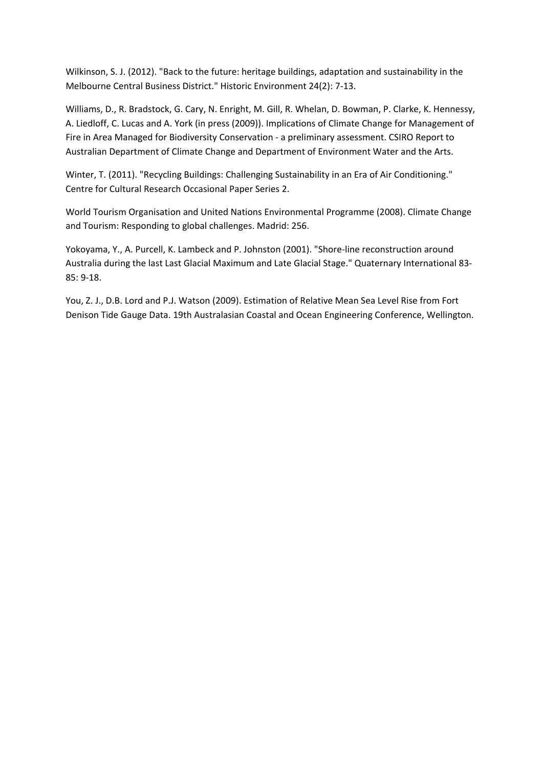Wilkinson, S. J. (2012). "Back to the future: heritage buildings, adaptation and sustainability in the Melbourne Central Business District." Historic Environment 24(2): 7-13.

Williams, D., R. Bradstock, G. Cary, N. Enright, M. Gill, R. Whelan, D. Bowman, P. Clarke, K. Hennessy, A. Liedloff, C. Lucas and A. York (in press (2009)). Implications of Climate Change for Management of Fire in Area Managed for Biodiversity Conservation - a preliminary assessment. CSIRO Report to Australian Department of Climate Change and Department of Environment Water and the Arts.

Winter, T. (2011). "Recycling Buildings: Challenging Sustainability in an Era of Air Conditioning." Centre for Cultural Research Occasional Paper Series 2.

World Tourism Organisation and United Nations Environmental Programme (2008). Climate Change and Tourism: Responding to global challenges. Madrid: 256.

Yokoyama, Y., A. Purcell, K. Lambeck and P. Johnston (2001). "Shore-line reconstruction around Australia during the last Last Glacial Maximum and Late Glacial Stage." Quaternary International 83-85: 9-18.

You, Z. J., D.B. Lord and P.J. Watson (2009). Estimation of Relative Mean Sea Level Rise from Fort Denison Tide Gauge Data. 19th Australasian Coastal and Ocean Engineering Conference, Wellington.